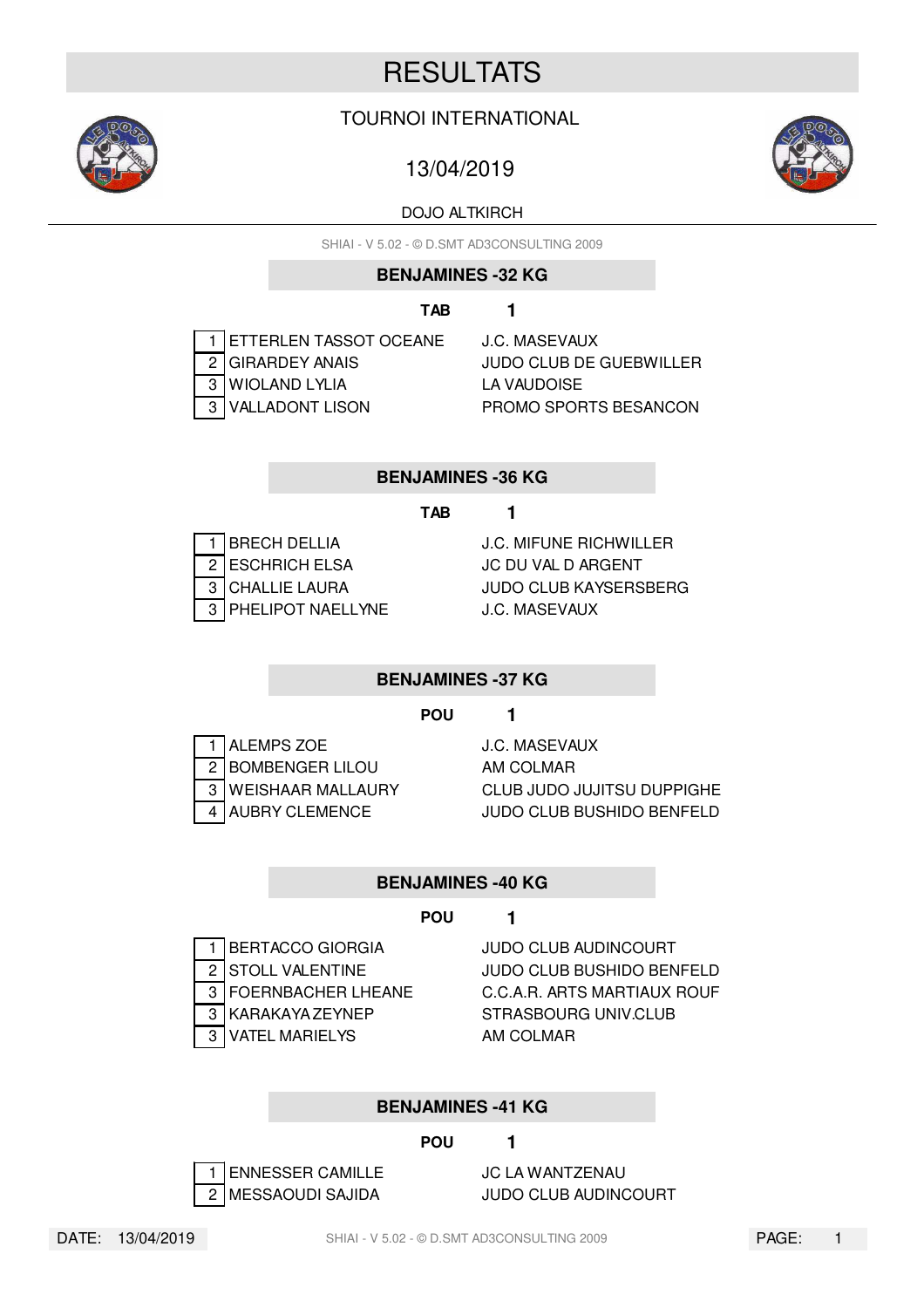# RESULTATS

TOURNOI INTERNATIONAL

13/04/2019

DOJO ALTKIRCH

SHIAI - V 5.02 - © D.SMT AD3CONSULTING 2009

## BENJAMINES -32 KG

**TAB 1**

| Rang | Nom | Club |
|---|---|---|
| 1 | ETTERLEN TASSOT OCEANE | J.C. MASEVAUX |
| 2 | GIRARDEY ANAIS | JUDO CLUB DE GUEBWILLER |
| 3 | WIOLAND LYLIA | LA VAUDOISE |
| 3 | VALLADONT LISON | PROMO SPORTS BESANCON |

## BENJAMINES -36 KG

**TAB 1**

| Rang | Nom | Club |
|---|---|---|
| 1 | BRECH DELLIA | J.C. MIFUNE RICHWILLER |
| 2 | ESCHRICH ELSA | JC DU VAL D ARGENT |
| 3 | CHALLIE LAURA | JUDO CLUB KAYSERSBERG |
| 3 | PHELIPOT NAELLYNE | J.C. MASEVAUX |

## BENJAMINES -37 KG

**POU 1**

| Rang | Nom | Club |
|---|---|---|
| 1 | ALEMPS ZOE | J.C. MASEVAUX |
| 2 | BOMBENGER LILOU | AM COLMAR |
| 3 | WEISHAAR MALLAURY | CLUB JUDO JUJITSU DUPPIGHE |
| 4 | AUBRY CLEMENCE | JUDO CLUB BUSHIDO BENFELD |

## BENJAMINES -40 KG

**POU 1**

| Rang | Nom | Club |
|---|---|---|
| 1 | BERTACCO GIORGIA | JUDO CLUB AUDINCOURT |
| 2 | STOLL VALENTINE | JUDO CLUB BUSHIDO BENFELD |
| 3 | FOERNBACHER LHEANE | C.C.A.R. ARTS MARTIAUX ROUF |
| 3 | KARAKAYA ZEYNEP | STRASBOURG UNIV.CLUB |
| 3 | VATEL MARIELYS | AM COLMAR |

## BENJAMINES -41 KG

**POU 1**

| Rang | Nom | Club |
|---|---|---|
| 1 | ENNESSER CAMILLE | JC LA WANTZENAU |
| 2 | MESSAOUDI SAJIDA | JUDO CLUB AUDINCOURT |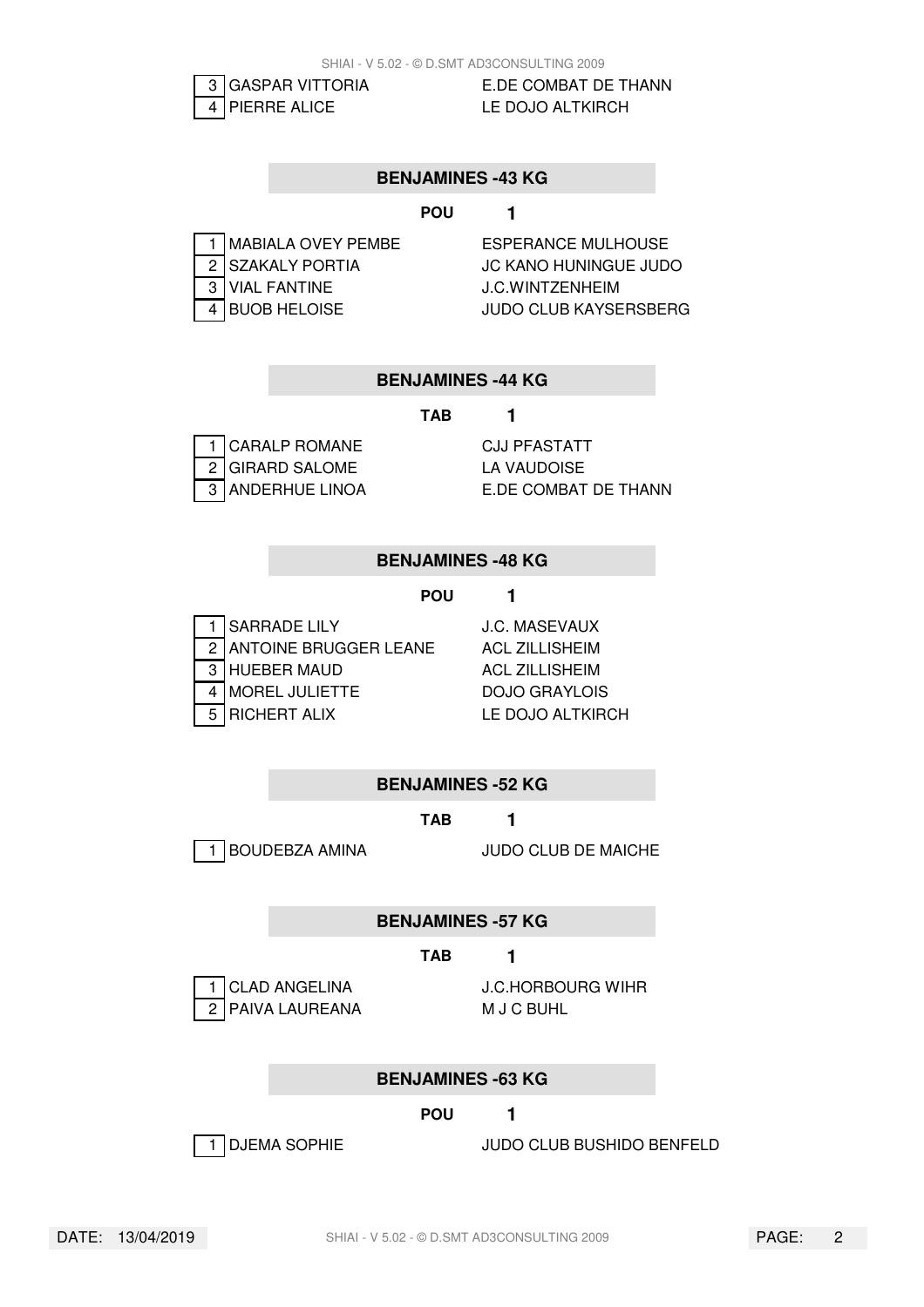| | | |
|---|---|---|
| 3 | GASPAR VITTORIA | E.DE COMBAT DE THANN |
| 4 | PIERRE ALICE | LE DOJO ALTKIRCH |

## BENJAMINES -43 KG

**POU 1**

| | | |
|---|---|---|
| 1 | MABIALA OVEY PEMBE | ESPERANCE MULHOUSE |
| 2 | SZAKALY PORTIA | JC KANO HUNINGUE JUDO |
| 3 | VIAL FANTINE | J.C.WINTZENHEIM |
| 4 | BUOB HELOISE | JUDO CLUB KAYSERSBERG |

## BENJAMINES -44 KG

**TAB 1**

| | | |
|---|---|---|
| 1 | CARALP ROMANE | CJJ PFASTATT |
| 2 | GIRARD SALOME | LA VAUDOISE |
| 3 | ANDERHUE LINOA | E.DE COMBAT DE THANN |

## BENJAMINES -48 KG

**POU 1**

| | | |
|---|---|---|
| 1 | SARRADE LILY | J.C. MASEVAUX |
| 2 | ANTOINE BRUGGER LEANE | ACL ZILLISHEIM |
| 3 | HUEBER MAUD | ACL ZILLISHEIM |
| 4 | MOREL JULIETTE | DOJO GRAYLOIS |
| 5 | RICHERT ALIX | LE DOJO ALTKIRCH |

## BENJAMINES -52 KG

**TAB 1**

| | | |
|---|---|---|
| 1 | BOUDEBZA AMINA | JUDO CLUB DE MAICHE |

## BENJAMINES -57 KG

**TAB 1**

| | | |
|---|---|---|
| 1 | CLAD ANGELINA | J.C.HORBOURG WIHR |
| 2 | PAIVA LAUREANA | M J C BUHL |

## BENJAMINES -63 KG

**POU 1**

| | | |
|---|---|---|
| 1 | DJEMA SOPHIE | JUDO CLUB BUSHIDO BENFELD |

DATE: 13/04/2019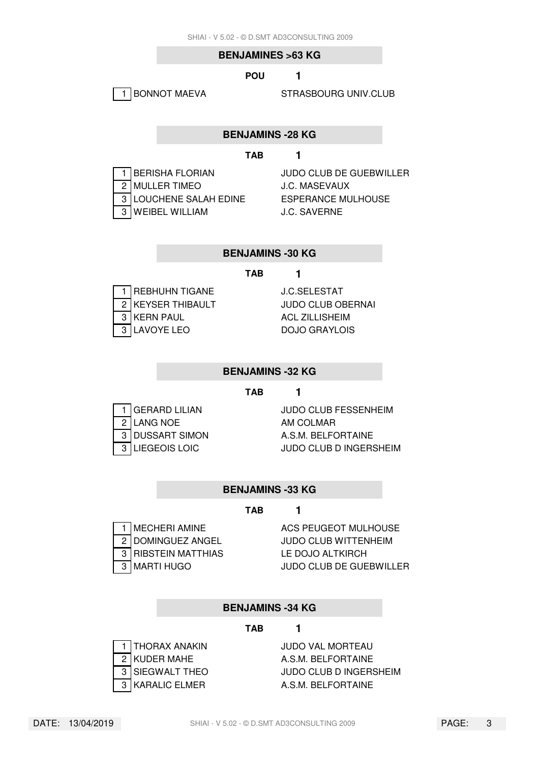## BENJAMINES >63 KG

**POU 1**

| Rang | Nom | Club |
|---|---|---|
| 1 | BONNOT MAEVA | STRASBOURG UNIV.CLUB |

## BENJAMINS -28 KG

**TAB 1**

| Rang | Nom | Club |
|---|---|---|
| 1 | BERISHA FLORIAN | JUDO CLUB DE GUEBWILLER |
| 2 | MULLER TIMEO | J.C. MASEVAUX |
| 3 | LOUCHENE SALAH EDINE | ESPERANCE MULHOUSE |
| 3 | WEIBEL WILLIAM | J.C. SAVERNE |

## BENJAMINS -30 KG

**TAB 1**

| Rang | Nom | Club |
|---|---|---|
| 1 | REBHUHN TIGANE | J.C.SELESTAT |
| 2 | KEYSER THIBAULT | JUDO CLUB OBERNAI |
| 3 | KERN PAUL | ACL ZILLISHEIM |
| 3 | LAVOYE LEO | DOJO GRAYLOIS |

## BENJAMINS -32 KG

**TAB 1**

| Rang | Nom | Club |
|---|---|---|
| 1 | GERARD LILIAN | JUDO CLUB FESSENHEIM |
| 2 | LANG NOE | AM COLMAR |
| 3 | DUSSART SIMON | A.S.M. BELFORTAINE |
| 3 | LIEGEOIS LOIC | JUDO CLUB D INGERSHEIM |

## BENJAMINS -33 KG

**TAB 1**

| Rang | Nom | Club |
|---|---|---|
| 1 | MECHERI AMINE | ACS PEUGEOT MULHOUSE |
| 2 | DOMINGUEZ ANGEL | JUDO CLUB WITTENHEIM |
| 3 | RIBSTEIN MATTHIAS | LE DOJO ALTKIRCH |
| 3 | MARTI HUGO | JUDO CLUB DE GUEBWILLER |

## BENJAMINS -34 KG

**TAB 1**

| Rang | Nom | Club |
|---|---|---|
| 1 | THORAX ANAKIN | JUDO VAL MORTEAU |
| 2 | KUDER MAHE | A.S.M. BELFORTAINE |
| 3 | SIEGWALT THEO | JUDO CLUB D INGERSHEIM |
| 3 | KARALIC ELMER | A.S.M. BELFORTAINE |

DATE: 13/04/2019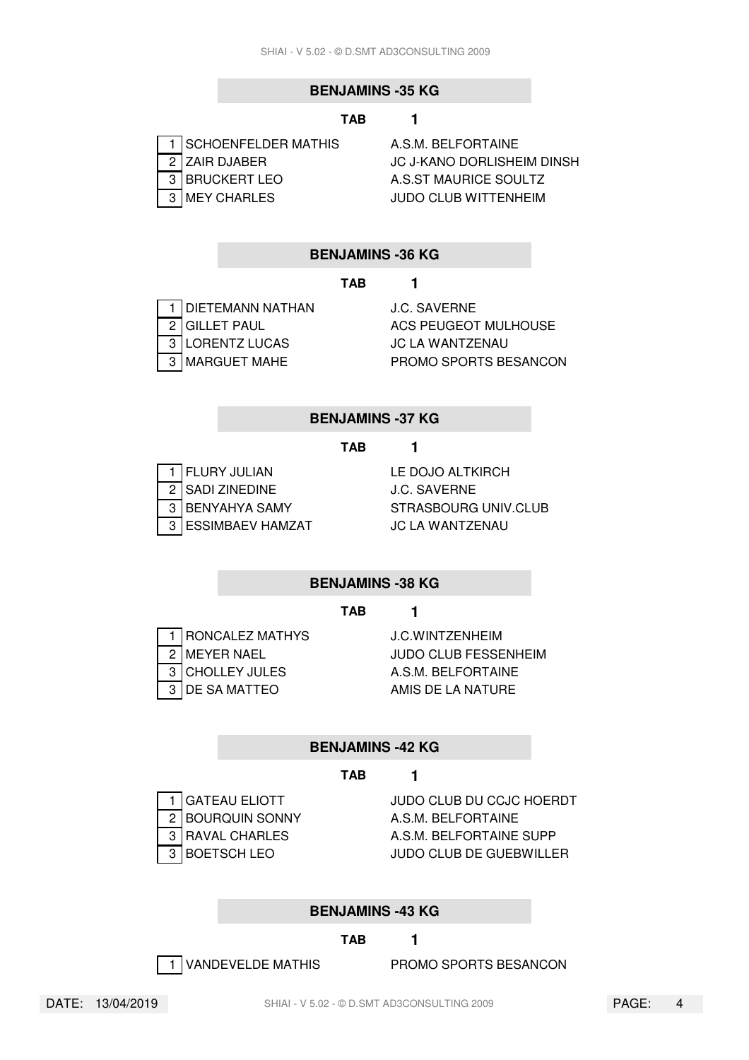## BENJAMINS -35 KG

**TAB 1**

| | | |
|---|---|---|
| 1 | SCHOENFELDER MATHIS | A.S.M. BELFORTAINE |
| 2 | ZAIR DJABER | JC J-KANO DORLISHEIM DINSH |
| 3 | BRUCKERT LEO | A.S.ST MAURICE SOULTZ |
| 3 | MEY CHARLES | JUDO CLUB WITTENHEIM |

## BENJAMINS -36 KG

**TAB 1**

| | | |
|---|---|---|
| 1 | DIETEMANN NATHAN | J.C. SAVERNE |
| 2 | GILLET PAUL | ACS PEUGEOT MULHOUSE |
| 3 | LORENTZ LUCAS | JC LA WANTZENAU |
| 3 | MARGUET MAHE | PROMO SPORTS BESANCON |

## BENJAMINS -37 KG

**TAB 1**

| | | |
|---|---|---|
| 1 | FLURY JULIAN | LE DOJO ALTKIRCH |
| 2 | SADI ZINEDINE | J.C. SAVERNE |
| 3 | BENYAHYA SAMY | STRASBOURG UNIV.CLUB |
| 3 | ESSIMBAEV HAMZAT | JC LA WANTZENAU |

## BENJAMINS -38 KG

**TAB 1**

| | | |
|---|---|---|
| 1 | RONCALEZ MATHYS | J.C.WINTZENHEIM |
| 2 | MEYER NAEL | JUDO CLUB FESSENHEIM |
| 3 | CHOLLEY JULES | A.S.M. BELFORTAINE |
| 3 | DE SA MATTEO | AMIS DE LA NATURE |

## BENJAMINS -42 KG

**TAB 1**

| | | |
|---|---|---|
| 1 | GATEAU ELIOTT | JUDO CLUB DU CCJC HOERDT |
| 2 | BOURQUIN SONNY | A.S.M. BELFORTAINE |
| 3 | RAVAL CHARLES | A.S.M. BELFORTAINE SUPP |
| 3 | BOETSCH LEO | JUDO CLUB DE GUEBWILLER |

## BENJAMINS -43 KG

**TAB 1**

| | | |
|---|---|---|
| 1 | VANDEVELDE MATHIS | PROMO SPORTS BESANCON |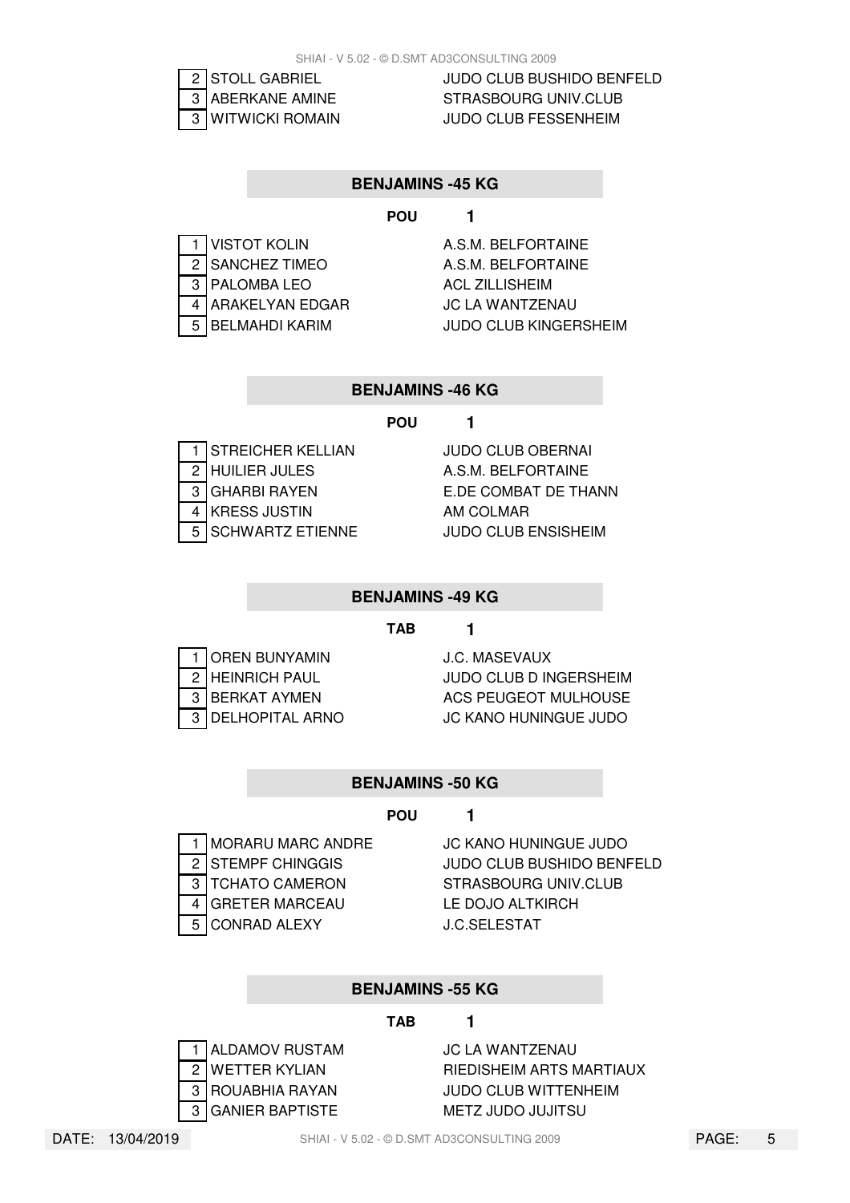| | | |
|---|---|---|
| 2 | STOLL GABRIEL | JUDO CLUB BUSHIDO BENFELD |
| 3 | ABERKANE AMINE | STRASBOURG UNIV.CLUB |
| 3 | WITWICKI ROMAIN | JUDO CLUB FESSENHEIM |

## BENJAMINS -45 KG

**POU** 1

| | | |
|---|---|---|
| 1 | VISTOT KOLIN | A.S.M. BELFORTAINE |
| 2 | SANCHEZ TIMEO | A.S.M. BELFORTAINE |
| 3 | PALOMBA LEO | ACL ZILLISHEIM |
| 4 | ARAKELYAN EDGAR | JC LA WANTZENAU |
| 5 | BELMAHDI KARIM | JUDO CLUB KINGERSHEIM |

## BENJAMINS -46 KG

**POU** 1

| | | |
|---|---|---|
| 1 | STREICHER KELLIAN | JUDO CLUB OBERNAI |
| 2 | HUILIER JULES | A.S.M. BELFORTAINE |
| 3 | GHARBI RAYEN | E.DE COMBAT DE THANN |
| 4 | KRESS JUSTIN | AM COLMAR |
| 5 | SCHWARTZ ETIENNE | JUDO CLUB ENSISHEIM |

## BENJAMINS -49 KG

**TAB** 1

| | | |
|---|---|---|
| 1 | OREN BUNYAMIN | J.C. MASEVAUX |
| 2 | HEINRICH PAUL | JUDO CLUB D INGERSHEIM |
| 3 | BERKAT AYMEN | ACS PEUGEOT MULHOUSE |
| 3 | DELHOPITAL ARNO | JC KANO HUNINGUE JUDO |

## BENJAMINS -50 KG

**POU** 1

| | | |
|---|---|---|
| 1 | MORARU MARC ANDRE | JC KANO HUNINGUE JUDO |
| 2 | STEMPF CHINGGIS | JUDO CLUB BUSHIDO BENFELD |
| 3 | TCHATO CAMERON | STRASBOURG UNIV.CLUB |
| 4 | GRETER MARCEAU | LE DOJO ALTKIRCH |
| 5 | CONRAD ALEXY | J.C.SELESTAT |

## BENJAMINS -55 KG

**TAB** 1

| | | |
|---|---|---|
| 1 | ALDAMOV RUSTAM | JC LA WANTZENAU |
| 2 | WETTER KYLIAN | RIEDISHEIM ARTS MARTIAUX |
| 3 | ROUABHIA RAYAN | JUDO CLUB WITTENHEIM |
| 3 | GANIER BAPTISTE | METZ JUDO JUJITSU |

DATE: 13/04/2019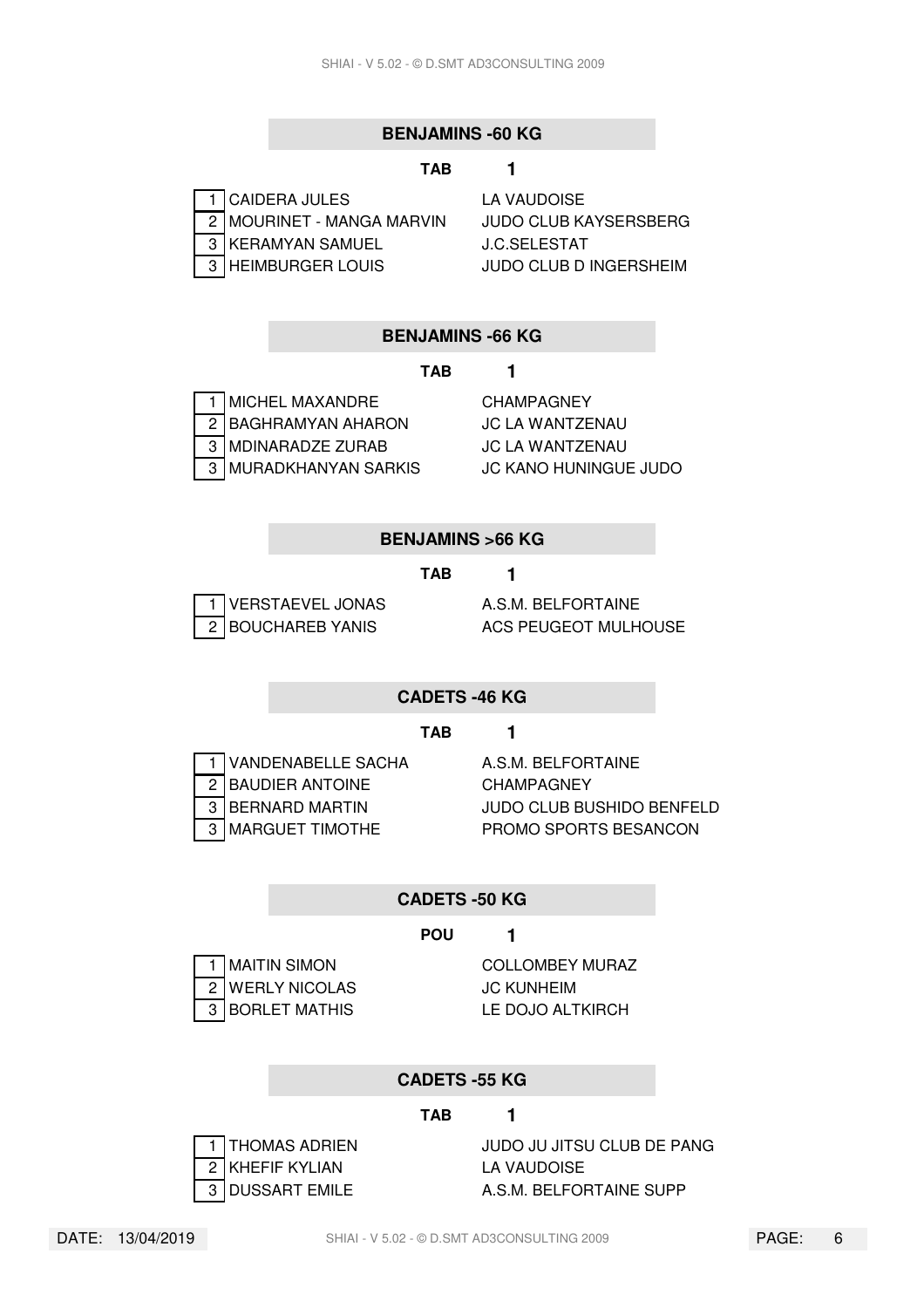## BENJAMINS -60 KG

**TAB 1**

| Rang | Nom | Club |
|---|---|---|
| 1 | CAIDERA JULES | LA VAUDOISE |
| 2 | MOURINET - MANGA MARVIN | JUDO CLUB KAYSERSBERG |
| 3 | KERAMYAN SAMUEL | J.C.SELESTAT |
| 3 | HEIMBURGER LOUIS | JUDO CLUB D INGERSHEIM |

## BENJAMINS -66 KG

**TAB 1**

| Rang | Nom | Club |
|---|---|---|
| 1 | MICHEL MAXANDRE | CHAMPAGNEY |
| 2 | BAGHRAMYAN AHARON | JC LA WANTZENAU |
| 3 | MDINARADZE ZURAB | JC LA WANTZENAU |
| 3 | MURADKHANYAN SARKIS | JC KANO HUNINGUE JUDO |

## BENJAMINS >66 KG

**TAB 1**

| Rang | Nom | Club |
|---|---|---|
| 1 | VERSTAEVEL JONAS | A.S.M. BELFORTAINE |
| 2 | BOUCHAREB YANIS | ACS PEUGEOT MULHOUSE |

## CADETS -46 KG

**TAB 1**

| Rang | Nom | Club |
|---|---|---|
| 1 | VANDENABELLE SACHA | A.S.M. BELFORTAINE |
| 2 | BAUDIER ANTOINE | CHAMPAGNEY |
| 3 | BERNARD MARTIN | JUDO CLUB BUSHIDO BENFELD |
| 3 | MARGUET TIMOTHE | PROMO SPORTS BESANCON |

## CADETS -50 KG

**POU 1**

| Rang | Nom | Club |
|---|---|---|
| 1 | MAITIN SIMON | COLLOMBEY MURAZ |
| 2 | WERLY NICOLAS | JC KUNHEIM |
| 3 | BORLET MATHIS | LE DOJO ALTKIRCH |

## CADETS -55 KG

**TAB 1**

| Rang | Nom | Club |
|---|---|---|
| 1 | THOMAS ADRIEN | JUDO JU JITSU CLUB DE PANG |
| 2 | KHEFIF KYLIAN | LA VAUDOISE |
| 3 | DUSSART EMILE | A.S.M. BELFORTAINE SUPP |

DATE: 13/04/2019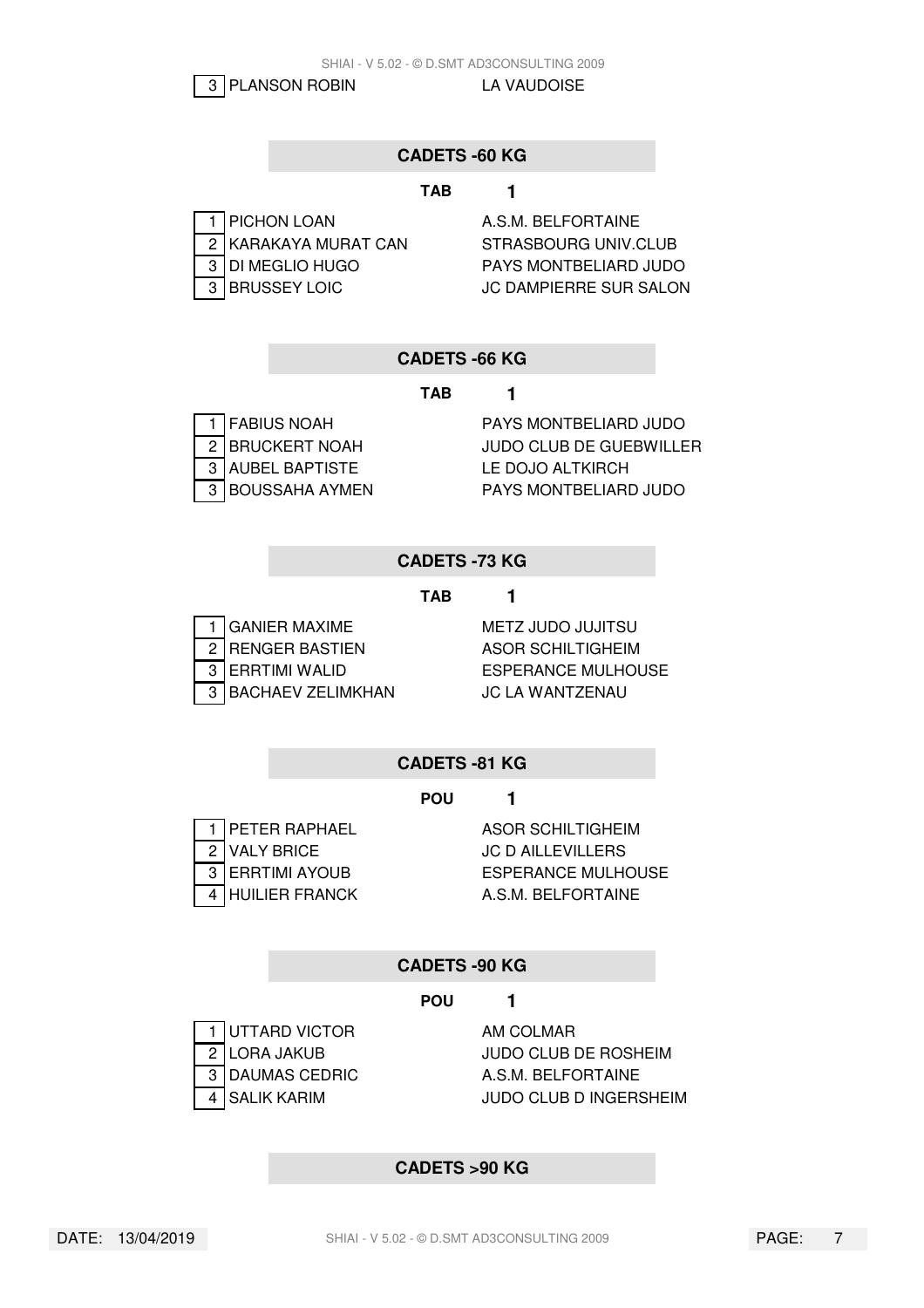| 3 | PLANSON ROBIN | LA VAUDOISE |
|---|---|---|

## CADETS -60 KG

**TAB 1**

| | | |
|---|---|---|
| 1 | PICHON LOAN | A.S.M. BELFORTAINE |
| 2 | KARAKAYA MURAT CAN | STRASBOURG UNIV.CLUB |
| 3 | DI MEGLIO HUGO | PAYS MONTBELIARD JUDO |
| 3 | BRUSSEY LOIC | JC DAMPIERRE SUR SALON |

## CADETS -66 KG

**TAB 1**

| | | |
|---|---|---|
| 1 | FABIUS NOAH | PAYS MONTBELIARD JUDO |
| 2 | BRUCKERT NOAH | JUDO CLUB DE GUEBWILLER |
| 3 | AUBEL BAPTISTE | LE DOJO ALTKIRCH |
| 3 | BOUSSAHA AYMEN | PAYS MONTBELIARD JUDO |

## CADETS -73 KG

**TAB 1**

| | | |
|---|---|---|
| 1 | GANIER MAXIME | METZ JUDO JUJITSU |
| 2 | RENGER BASTIEN | ASOR SCHILTIGHEIM |
| 3 | ERRTIMI WALID | ESPERANCE MULHOUSE |
| 3 | BACHAEV ZELIMKHAN | JC LA WANTZENAU |

## CADETS -81 KG

**POU 1**

| | | |
|---|---|---|
| 1 | PETER RAPHAEL | ASOR SCHILTIGHEIM |
| 2 | VALY BRICE | JC D AILLEVILLERS |
| 3 | ERRTIMI AYOUB | ESPERANCE MULHOUSE |
| 4 | HUILIER FRANCK | A.S.M. BELFORTAINE |

## CADETS -90 KG

**POU 1**

| | | |
|---|---|---|
| 1 | UTTARD VICTOR | AM COLMAR |
| 2 | LORA JAKUB | JUDO CLUB DE ROSHEIM |
| 3 | DAUMAS CEDRIC | A.S.M. BELFORTAINE |
| 4 | SALIK KARIM | JUDO CLUB D INGERSHEIM |

## CADETS >90 KG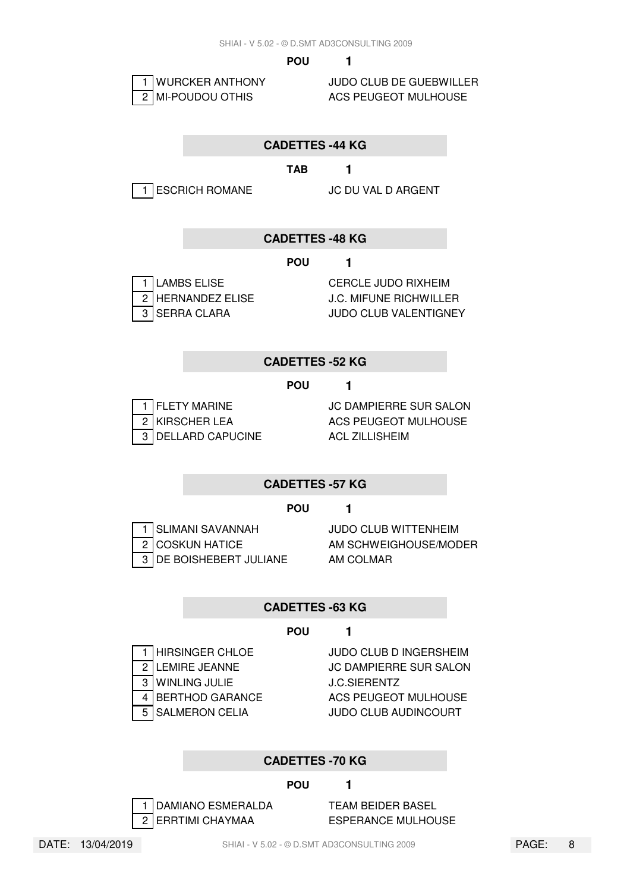**POU 1**

| | | |
|---|---|---|
| 1 | WURCKER ANTHONY | JUDO CLUB DE GUEBWILLER |
| 2 | MI-POUDOU OTHIS | ACS PEUGEOT MULHOUSE |

## CADETTES -44 KG

**TAB 1**

| | | |
|---|---|---|
| 1 | ESCRICH ROMANE | JC DU VAL D ARGENT |

## CADETTES -48 KG

**POU 1**

| | | |
|---|---|---|
| 1 | LAMBS ELISE | CERCLE JUDO RIXHEIM |
| 2 | HERNANDEZ ELISE | J.C. MIFUNE RICHWILLER |
| 3 | SERRA CLARA | JUDO CLUB VALENTIGNEY |

## CADETTES -52 KG

**POU 1**

| | | |
|---|---|---|
| 1 | FLETY MARINE | JC DAMPIERRE SUR SALON |
| 2 | KIRSCHER LEA | ACS PEUGEOT MULHOUSE |
| 3 | DELLARD CAPUCINE | ACL ZILLISHEIM |

## CADETTES -57 KG

**POU 1**

| | | |
|---|---|---|
| 1 | SLIMANI SAVANNAH | JUDO CLUB WITTENHEIM |
| 2 | COSKUN HATICE | AM SCHWEIGHOUSE/MODER |
| 3 | DE BOISHEBERT JULIANE | AM COLMAR |

## CADETTES -63 KG

**POU 1**

| | | |
|---|---|---|
| 1 | HIRSINGER CHLOE | JUDO CLUB D INGERSHEIM |
| 2 | LEMIRE JEANNE | JC DAMPIERRE SUR SALON |
| 3 | WINLING JULIE | J.C.SIERENTZ |
| 4 | BERTHOD GARANCE | ACS PEUGEOT MULHOUSE |
| 5 | SALMERON CELIA | JUDO CLUB AUDINCOURT |

## CADETTES -70 KG

**POU 1**

| | | |
|---|---|---|
| 1 | DAMIANO ESMERALDA | TEAM BEIDER BASEL |
| 2 | ERRTIMI CHAYMAA | ESPERANCE MULHOUSE |

DATE: 13/04/2019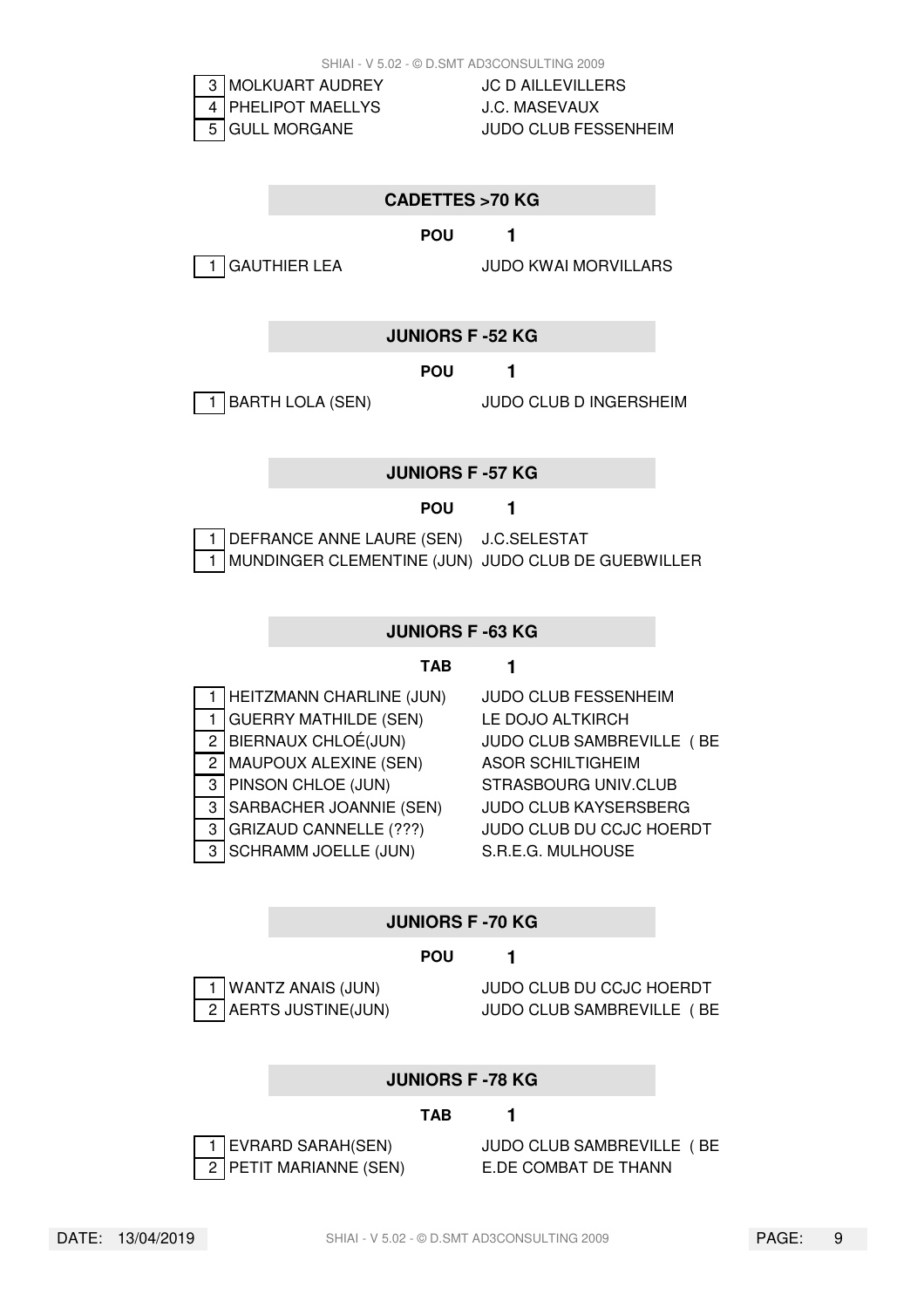| | | |
|---|---|---|
| 3 | MOLKUART AUDREY | JC D AILLEVILLERS |
| 4 | PHELIPOT MAELLYS | J.C. MASEVAUX |
| 5 | GULL MORGANE | JUDO CLUB FESSENHEIM |

## CADETTES >70 KG

**POU** **1**

| | | |
|---|---|---|
| 1 | GAUTHIER LEA | JUDO KWAI MORVILLARS |

## JUNIORS F -52 KG

**POU** **1**

| | | |
|---|---|---|
| 1 | BARTH LOLA (SEN) | JUDO CLUB D INGERSHEIM |

## JUNIORS F -57 KG

**POU** **1**

| | | |
|---|---|---|
| 1 | DEFRANCE ANNE LAURE (SEN) | J.C.SELESTAT |
| 1 | MUNDINGER CLEMENTINE (JUN) | JUDO CLUB DE GUEBWILLER |

## JUNIORS F -63 KG

**TAB** **1**

| | | |
|---|---|---|
| 1 | HEITZMANN CHARLINE (JUN) | JUDO CLUB FESSENHEIM |
| 1 | GUERRY MATHILDE (SEN) | LE DOJO ALTKIRCH |
| 2 | BIERNAUX CHLOÉ(JUN) | JUDO CLUB SAMBREVILLE ( BE |
| 2 | MAUPOUX ALEXINE (SEN) | ASOR SCHILTIGHEIM |
| 3 | PINSON CHLOE (JUN) | STRASBOURG UNIV.CLUB |
| 3 | SARBACHER JOANNIE (SEN) | JUDO CLUB KAYSERSBERG |
| 3 | GRIZAUD CANNELLE (???) | JUDO CLUB DU CCJC HOERDT |
| 3 | SCHRAMM JOELLE (JUN) | S.R.E.G. MULHOUSE |

## JUNIORS F -70 KG

**POU** **1**

| | | |
|---|---|---|
| 1 | WANTZ ANAIS (JUN) | JUDO CLUB DU CCJC HOERDT |
| 2 | AERTS JUSTINE(JUN) | JUDO CLUB SAMBREVILLE ( BE |

## JUNIORS F -78 KG

**TAB** **1**

| | | |
|---|---|---|
| 1 | EVRARD SARAH(SEN) | JUDO CLUB SAMBREVILLE ( BE |
| 2 | PETIT MARIANNE (SEN) | E.DE COMBAT DE THANN |

DATE: 13/04/2019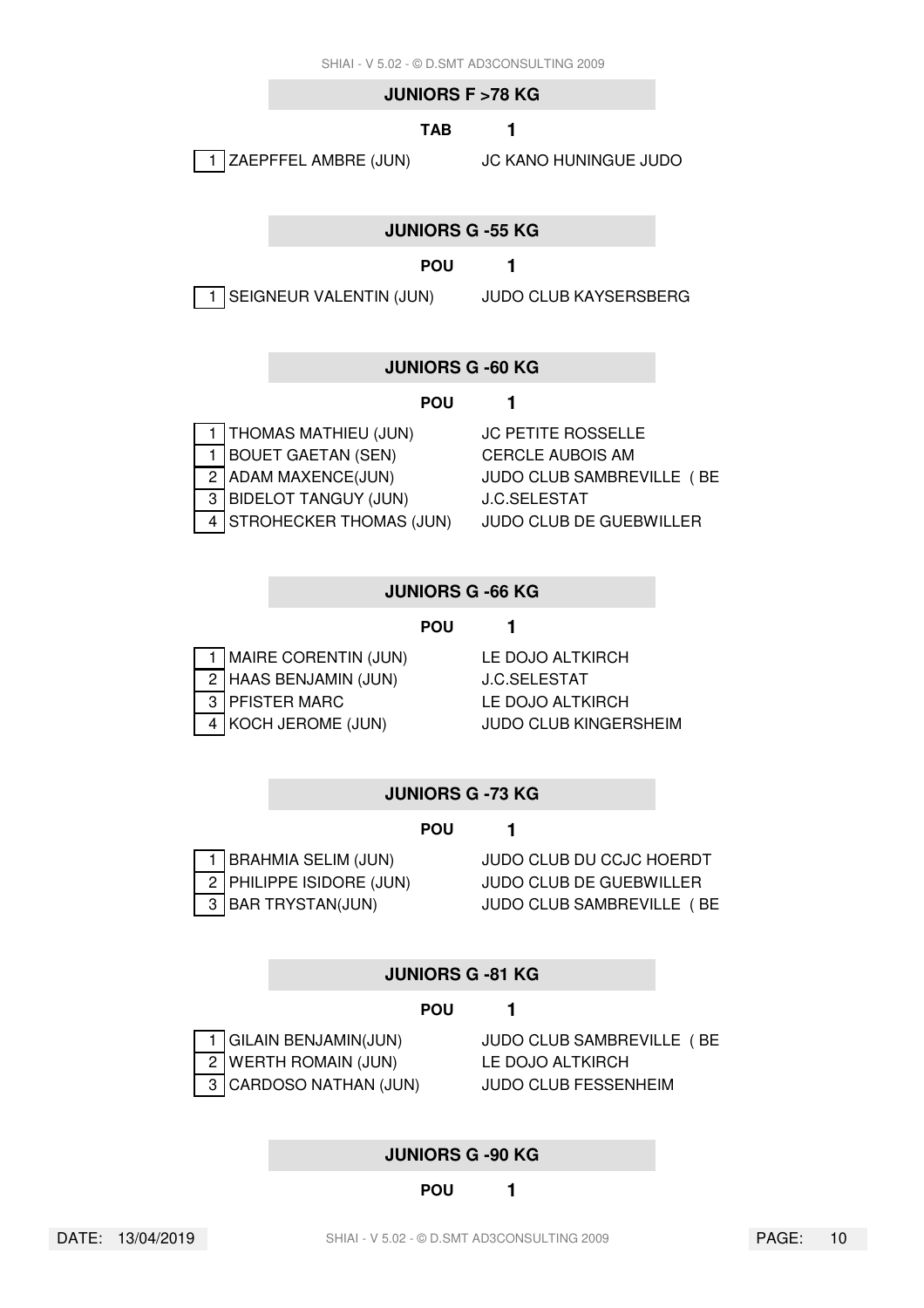## JUNIORS F >78 KG

**TAB 1**

| | | |
|---|---|---|
| 1 | ZAEPFFEL AMBRE (JUN) | JC KANO HUNINGUE JUDO |

## JUNIORS G -55 KG

**POU 1**

| | | |
|---|---|---|
| 1 | SEIGNEUR VALENTIN (JUN) | JUDO CLUB KAYSERSBERG |

## JUNIORS G -60 KG

**POU 1**

| | | |
|---|---|---|
| 1 | THOMAS MATHIEU (JUN) | JC PETITE ROSSELLE |
| 1 | BOUET GAETAN (SEN) | CERCLE AUBOIS AM |
| 2 | ADAM MAXENCE(JUN) | JUDO CLUB SAMBREVILLE ( BE |
| 3 | BIDELOT TANGUY (JUN) | J.C.SELESTAT |
| 4 | STROHECKER THOMAS (JUN) | JUDO CLUB DE GUEBWILLER |

## JUNIORS G -66 KG

**POU 1**

| | | |
|---|---|---|
| 1 | MAIRE CORENTIN (JUN) | LE DOJO ALTKIRCH |
| 2 | HAAS BENJAMIN (JUN) | J.C.SELESTAT |
| 3 | PFISTER MARC | LE DOJO ALTKIRCH |
| 4 | KOCH JEROME (JUN) | JUDO CLUB KINGERSHEIM |

## JUNIORS G -73 KG

**POU 1**

| | | |
|---|---|---|
| 1 | BRAHMIA SELIM (JUN) | JUDO CLUB DU CCJC HOERDT |
| 2 | PHILIPPE ISIDORE (JUN) | JUDO CLUB DE GUEBWILLER |
| 3 | BAR TRYSTAN(JUN) | JUDO CLUB SAMBREVILLE ( BE |

## JUNIORS G -81 KG

**POU 1**

| | | |
|---|---|---|
| 1 | GILAIN BENJAMIN(JUN) | JUDO CLUB SAMBREVILLE ( BE |
| 2 | WERTH ROMAIN (JUN) | LE DOJO ALTKIRCH |
| 3 | CARDOSO NATHAN (JUN) | JUDO CLUB FESSENHEIM |

## JUNIORS G -90 KG

**POU 1**

DATE: 13/04/2019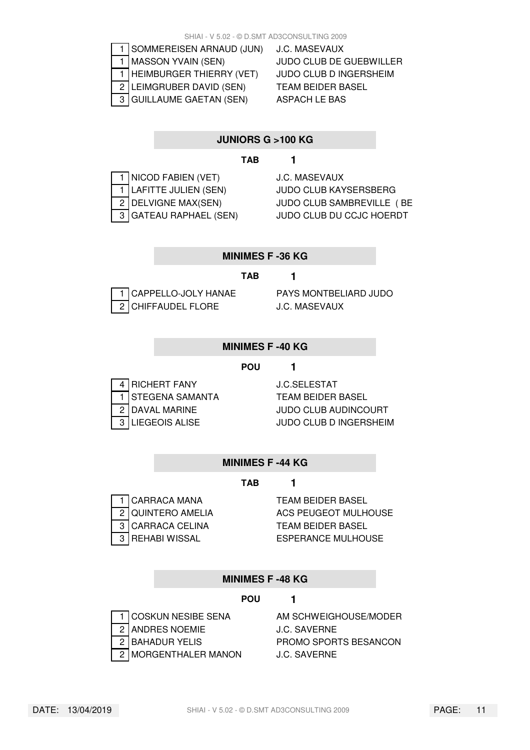| | | |
|---|---|---|
| 1 | SOMMEREISEN ARNAUD (JUN) | J.C. MASEVAUX |
| 1 | MASSON YVAIN (SEN) | JUDO CLUB DE GUEBWILLER |
| 1 | HEIMBURGER THIERRY (VET) | JUDO CLUB D INGERSHEIM |
| 2 | LEIMGRUBER DAVID (SEN) | TEAM BEIDER BASEL |
| 3 | GUILLAUME GAETAN (SEN) | ASPACH LE BAS |

## JUNIORS G >100 KG

**TAB 1**

| | | |
|---|---|---|
| 1 | NICOD FABIEN (VET) | J.C. MASEVAUX |
| 1 | LAFITTE JULIEN (SEN) | JUDO CLUB KAYSERSBERG |
| 2 | DELVIGNE MAX(SEN) | JUDO CLUB SAMBREVILLE ( BE |
| 3 | GATEAU RAPHAEL (SEN) | JUDO CLUB DU CCJC HOERDT |

## MINIMES F -36 KG

**TAB 1**

| | | |
|---|---|---|
| 1 | CAPPELLO-JOLY HANAE | PAYS MONTBELIARD JUDO |
| 2 | CHIFFAUDEL FLORE | J.C. MASEVAUX |

## MINIMES F -40 KG

**POU 1**

| | | |
|---|---|---|
| 4 | RICHERT FANY | J.C.SELESTAT |
| 1 | STEGENA SAMANTA | TEAM BEIDER BASEL |
| 2 | DAVAL MARINE | JUDO CLUB AUDINCOURT |
| 3 | LIEGEOIS ALISE | JUDO CLUB D INGERSHEIM |

## MINIMES F -44 KG

**TAB 1**

| | | |
|---|---|---|
| 1 | CARRACA MANA | TEAM BEIDER BASEL |
| 2 | QUINTERO AMELIA | ACS PEUGEOT MULHOUSE |
| 3 | CARRACA CELINA | TEAM BEIDER BASEL |
| 3 | REHABI WISSAL | ESPERANCE MULHOUSE |

## MINIMES F -48 KG

**POU 1**

| | | |
|---|---|---|
| 1 | COSKUN NESIBE SENA | AM SCHWEIGHOUSE/MODER |
| 2 | ANDRES NOEMIE | J.C. SAVERNE |
| 2 | BAHADUR YELIS | PROMO SPORTS BESANCON |
| 2 | MORGENTHALER MANON | J.C. SAVERNE |

DATE: 13/04/2019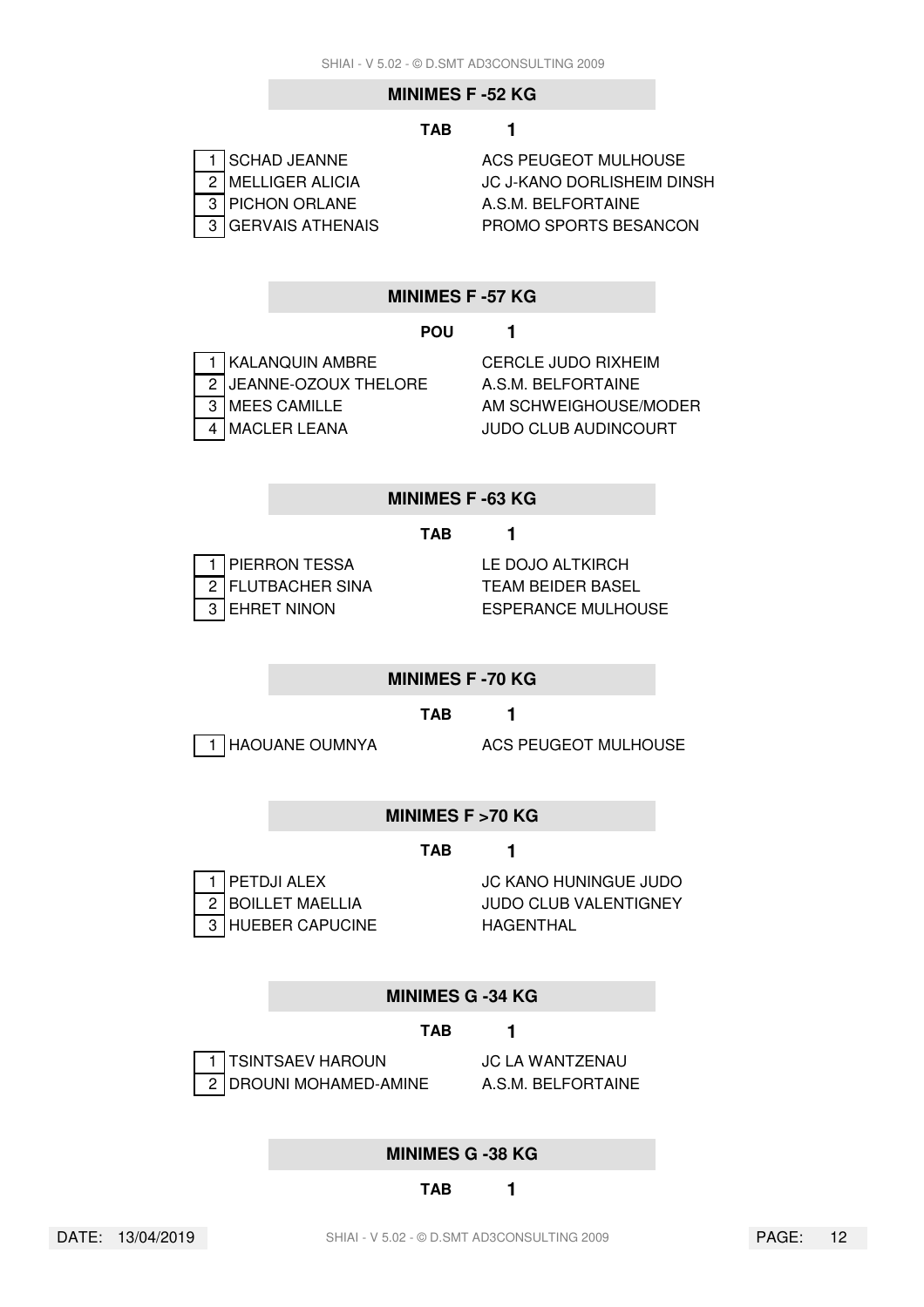## MINIMES F -52 KG

**TAB 1**

| | | |
|---|---|---|
| 1 | SCHAD JEANNE | ACS PEUGEOT MULHOUSE |
| 2 | MELLIGER ALICIA | JC J-KANO DORLISHEIM DINSH |
| 3 | PICHON ORLANE | A.S.M. BELFORTAINE |
| 3 | GERVAIS ATHENAIS | PROMO SPORTS BESANCON |

## MINIMES F -57 KG

**POU 1**

| | | |
|---|---|---|
| 1 | KALANQUIN AMBRE | CERCLE JUDO RIXHEIM |
| 2 | JEANNE-OZOUX THELORE | A.S.M. BELFORTAINE |
| 3 | MEES CAMILLE | AM SCHWEIGHOUSE/MODER |
| 4 | MACLER LEANA | JUDO CLUB AUDINCOURT |

## MINIMES F -63 KG

**TAB 1**

| | | |
|---|---|---|
| 1 | PIERRON TESSA | LE DOJO ALTKIRCH |
| 2 | FLUTBACHER SINA | TEAM BEIDER BASEL |
| 3 | EHRET NINON | ESPERANCE MULHOUSE |

## MINIMES F -70 KG

**TAB 1**

| | | |
|---|---|---|
| 1 | HAOUANE OUMNYA | ACS PEUGEOT MULHOUSE |

## MINIMES F >70 KG

**TAB 1**

| | | |
|---|---|---|
| 1 | PETDJI ALEX | JC KANO HUNINGUE JUDO |
| 2 | BOILLET MAELLIA | JUDO CLUB VALENTIGNEY |
| 3 | HUEBER CAPUCINE | HAGENTHAL |

## MINIMES G -34 KG

**TAB 1**

| | | |
|---|---|---|
| 1 | TSINTSAEV HAROUN | JC LA WANTZENAU |
| 2 | DROUNI MOHAMED-AMINE | A.S.M. BELFORTAINE |

## MINIMES G -38 KG

**TAB 1**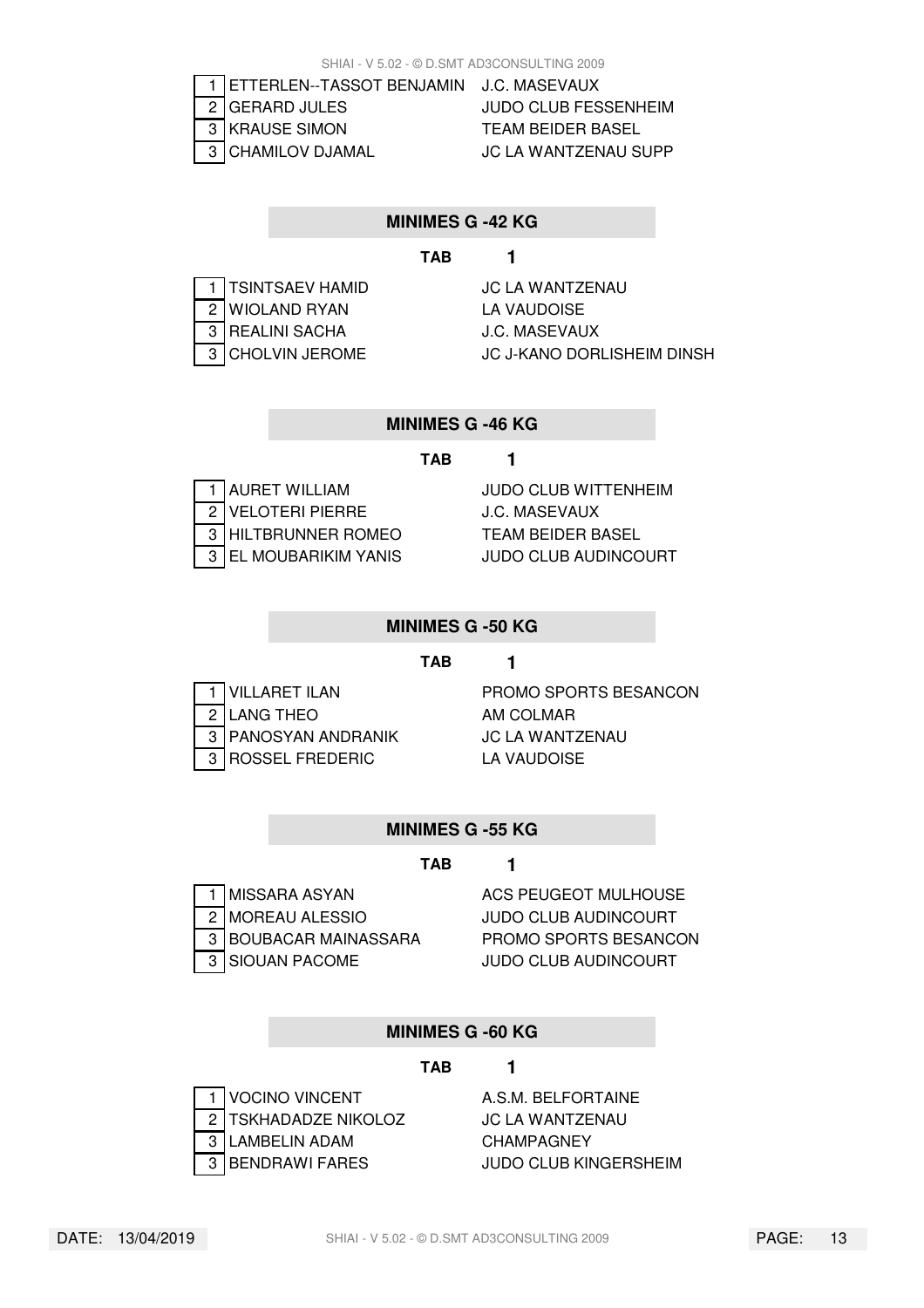| | | |
|---|---|---|
| 1 | ETTERLEN--TASSOT BENJAMIN | J.C. MASEVAUX |
| 2 | GERARD JULES | JUDO CLUB FESSENHEIM |
| 3 | KRAUSE SIMON | TEAM BEIDER BASEL |
| 3 | CHAMILOV DJAMAL | JC LA WANTZENAU SUPP |

## MINIMES G -42 KG

**TAB 1**

| | | |
|---|---|---|
| 1 | TSINTSAEV HAMID | JC LA WANTZENAU |
| 2 | WIOLAND RYAN | LA VAUDOISE |
| 3 | REALINI SACHA | J.C. MASEVAUX |
| 3 | CHOLVIN JEROME | JC J-KANO DORLISHEIM DINSH |

## MINIMES G -46 KG

**TAB 1**

| | | |
|---|---|---|
| 1 | AURET WILLIAM | JUDO CLUB WITTENHEIM |
| 2 | VELOTERI PIERRE | J.C. MASEVAUX |
| 3 | HILTBRUNNER ROMEO | TEAM BEIDER BASEL |
| 3 | EL MOUBARIKIM YANIS | JUDO CLUB AUDINCOURT |

## MINIMES G -50 KG

**TAB 1**

| | | |
|---|---|---|
| 1 | VILLARET ILAN | PROMO SPORTS BESANCON |
| 2 | LANG THEO | AM COLMAR |
| 3 | PANOSYAN ANDRANIK | JC LA WANTZENAU |
| 3 | ROSSEL FREDERIC | LA VAUDOISE |

## MINIMES G -55 KG

**TAB 1**

| | | |
|---|---|---|
| 1 | MISSARA ASYAN | ACS PEUGEOT MULHOUSE |
| 2 | MOREAU ALESSIO | JUDO CLUB AUDINCOURT |
| 3 | BOUBACAR MAINASSARA | PROMO SPORTS BESANCON |
| 3 | SIOUAN PACOME | JUDO CLUB AUDINCOURT |

## MINIMES G -60 KG

**TAB 1**

| | | |
|---|---|---|
| 1 | VOCINO VINCENT | A.S.M. BELFORTAINE |
| 2 | TSKHADADZE NIKOLOZ | JC LA WANTZENAU |
| 3 | LAMBELIN ADAM | CHAMPAGNEY |
| 3 | BENDRAWI FARES | JUDO CLUB KINGERSHEIM |

DATE: 13/04/2019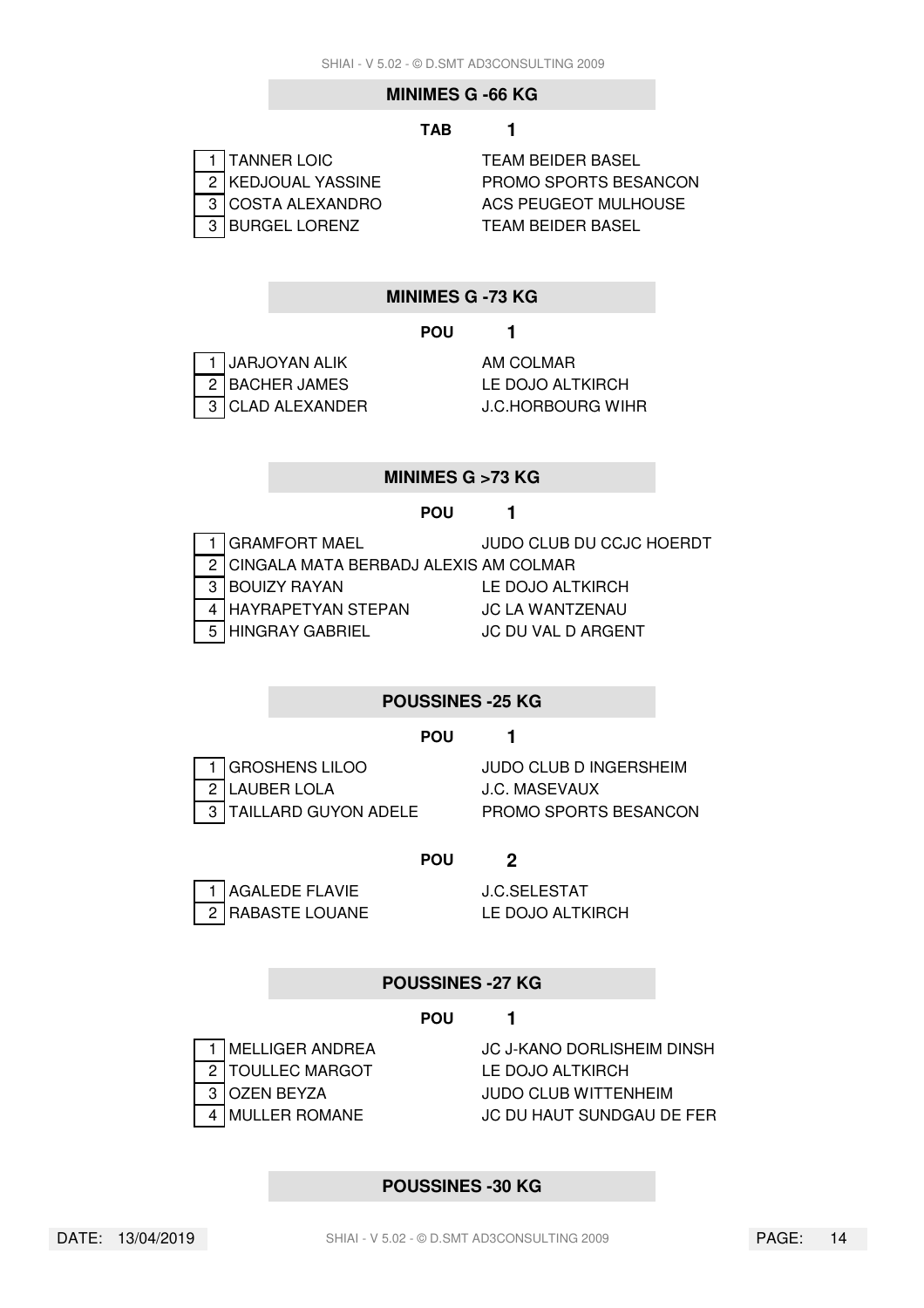## MINIMES G -66 KG

**TAB 1**

| Rang | Nom | Club |
|---|---|---|
| 1 | TANNER LOIC | TEAM BEIDER BASEL |
| 2 | KEDJOUAL YASSINE | PROMO SPORTS BESANCON |
| 3 | COSTA ALEXANDRO | ACS PEUGEOT MULHOUSE |
| 3 | BURGEL LORENZ | TEAM BEIDER BASEL |

## MINIMES G -73 KG

**POU 1**

| Rang | Nom | Club |
|---|---|---|
| 1 | JARJOYAN ALIK | AM COLMAR |
| 2 | BACHER JAMES | LE DOJO ALTKIRCH |
| 3 | CLAD ALEXANDER | J.C.HORBOURG WIHR |

## MINIMES G >73 KG

**POU 1**

| Rang | Nom | Club |
|---|---|---|
| 1 | GRAMFORT MAEL | JUDO CLUB DU CCJC HOERDT |
| 2 | CINGALA MATA BERBADJ ALEXIS | AM COLMAR |
| 3 | BOUIZY RAYAN | LE DOJO ALTKIRCH |
| 4 | HAYRAPETYAN STEPAN | JC LA WANTZENAU |
| 5 | HINGRAY GABRIEL | JC DU VAL D ARGENT |

## POUSSINES -25 KG

**POU 1**

| Rang | Nom | Club |
|---|---|---|
| 1 | GROSHENS LILOO | JUDO CLUB D INGERSHEIM |
| 2 | LAUBER LOLA | J.C. MASEVAUX |
| 3 | TAILLARD GUYON ADELE | PROMO SPORTS BESANCON |

**POU 2**

| Rang | Nom | Club |
|---|---|---|
| 1 | AGALEDE FLAVIE | J.C.SELESTAT |
| 2 | RABASTE LOUANE | LE DOJO ALTKIRCH |

## POUSSINES -27 KG

**POU 1**

| Rang | Nom | Club |
|---|---|---|
| 1 | MELLIGER ANDREA | JC J-KANO DORLISHEIM DINSH |
| 2 | TOULLEC MARGOT | LE DOJO ALTKIRCH |
| 3 | OZEN BEYZA | JUDO CLUB WITTENHEIM |
| 4 | MULLER ROMANE | JC DU HAUT SUNDGAU DE FER |

## POUSSINES -30 KG

DATE: 13/04/2019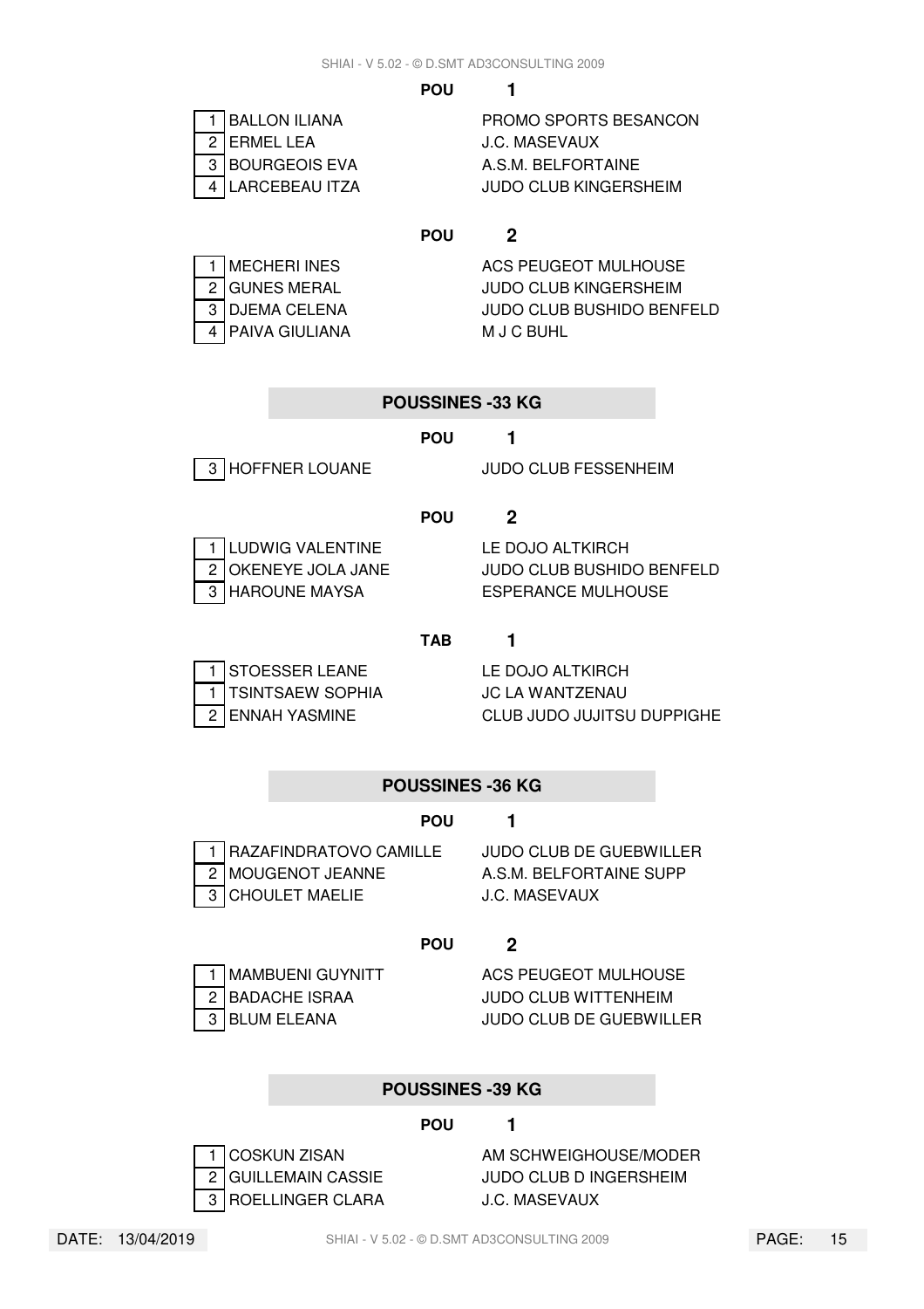**POU 1**

| | | |
|---|---|---|
| 1 | BALLON ILIANA | PROMO SPORTS BESANCON |
| 2 | ERMEL LEA | J.C. MASEVAUX |
| 3 | BOURGEOIS EVA | A.S.M. BELFORTAINE |
| 4 | LARCEBEAU ITZA | JUDO CLUB KINGERSHEIM |

**POU 2**

| | | |
|---|---|---|
| 1 | MECHERI INES | ACS PEUGEOT MULHOUSE |
| 2 | GUNES MERAL | JUDO CLUB KINGERSHEIM |
| 3 | DJEMA CELENA | JUDO CLUB BUSHIDO BENFELD |
| 4 | PAIVA GIULIANA | M J C BUHL |

## POUSSINES -33 KG

**POU 1**

| | | |
|---|---|---|
| 3 | HOFFNER LOUANE | JUDO CLUB FESSENHEIM |

**POU 2**

| | | |
|---|---|---|
| 1 | LUDWIG VALENTINE | LE DOJO ALTKIRCH |
| 2 | OKENEYE JOLA JANE | JUDO CLUB BUSHIDO BENFELD |
| 3 | HAROUNE MAYSA | ESPERANCE MULHOUSE |

**TAB 1**

| | | |
|---|---|---|
| 1 | STOESSER LEANE | LE DOJO ALTKIRCH |
| 1 | TSINTSAEW SOPHIA | JC LA WANTZENAU |
| 2 | ENNAH YASMINE | CLUB JUDO JUJITSU DUPPIGHE |

## POUSSINES -36 KG

**POU 1**

| | | |
|---|---|---|
| 1 | RAZAFINDRATOVO CAMILLE | JUDO CLUB DE GUEBWILLER |
| 2 | MOUGENOT JEANNE | A.S.M. BELFORTAINE SUPP |
| 3 | CHOULET MAELIE | J.C. MASEVAUX |

**POU 2**

| | | |
|---|---|---|
| 1 | MAMBUENI GUYNITT | ACS PEUGEOT MULHOUSE |
| 2 | BADACHE ISRAA | JUDO CLUB WITTENHEIM |
| 3 | BLUM ELEANA | JUDO CLUB DE GUEBWILLER |

## POUSSINES -39 KG

**POU 1**

| | | |
|---|---|---|
| 1 | COSKUN ZISAN | AM SCHWEIGHOUSE/MODER |
| 2 | GUILLEMAIN CASSIE | JUDO CLUB D INGERSHEIM |
| 3 | ROELLINGER CLARA | J.C. MASEVAUX |

DATE: 13/04/2019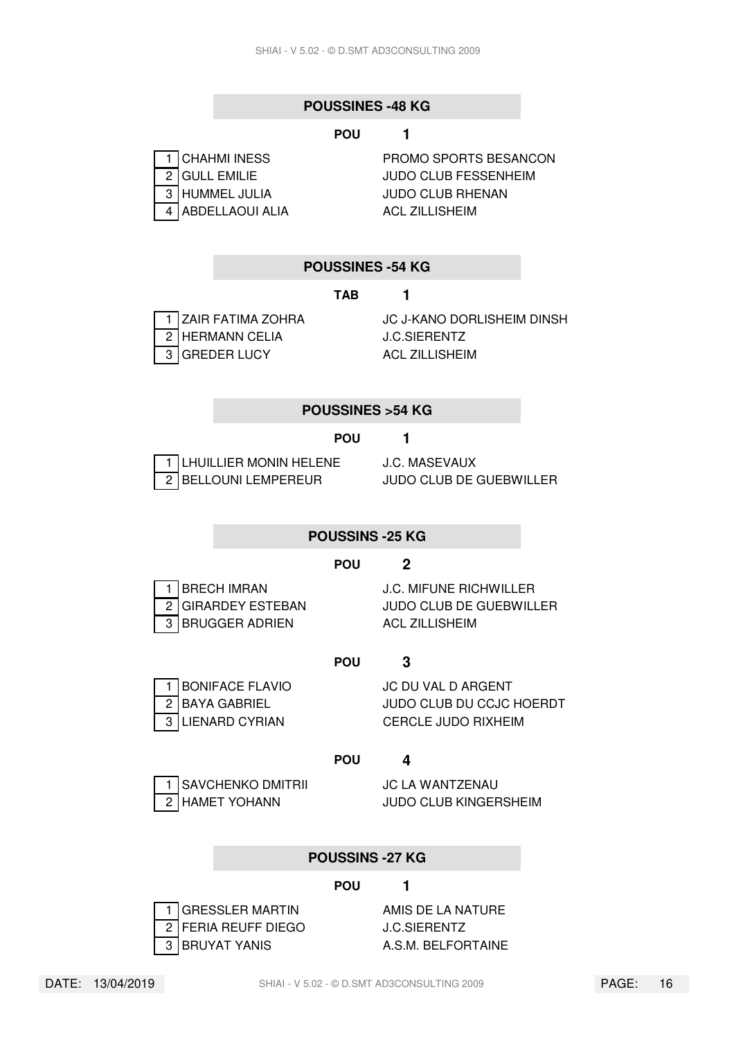## POUSSINES -48 KG

**POU 1**

| | Nom | Club |
|---|---|---|
| 1 | CHAHMI INESS | PROMO SPORTS BESANCON |
| 2 | GULL EMILIE | JUDO CLUB FESSENHEIM |
| 3 | HUMMEL JULIA | JUDO CLUB RHENAN |
| 4 | ABDELLAOUI ALIA | ACL ZILLISHEIM |

## POUSSINES -54 KG

**TAB 1**

| | Nom | Club |
|---|---|---|
| 1 | ZAIR FATIMA ZOHRA | JC J-KANO DORLISHEIM DINSH |
| 2 | HERMANN CELIA | J.C.SIERENTZ |
| 3 | GREDER LUCY | ACL ZILLISHEIM |

## POUSSINES >54 KG

**POU 1**

| | Nom | Club |
|---|---|---|
| 1 | LHUILLIER MONIN HELENE | J.C. MASEVAUX |
| 2 | BELLOUNI LEMPEREUR | JUDO CLUB DE GUEBWILLER |

## POUSSINS -25 KG

**POU 2**

| | Nom | Club |
|---|---|---|
| 1 | BRECH IMRAN | J.C. MIFUNE RICHWILLER |
| 2 | GIRARDEY ESTEBAN | JUDO CLUB DE GUEBWILLER |
| 3 | BRUGGER ADRIEN | ACL ZILLISHEIM |

**POU 3**

| | Nom | Club |
|---|---|---|
| 1 | BONIFACE FLAVIO | JC DU VAL D ARGENT |
| 2 | BAYA GABRIEL | JUDO CLUB DU CCJC HOERDT |
| 3 | LIENARD CYRIAN | CERCLE JUDO RIXHEIM |

**POU 4**

| | Nom | Club |
|---|---|---|
| 1 | SAVCHENKO DMITRII | JC LA WANTZENAU |
| 2 | HAMET YOHANN | JUDO CLUB KINGERSHEIM |

## POUSSINS -27 KG

**POU 1**

| | Nom | Club |
|---|---|---|
| 1 | GRESSLER MARTIN | AMIS DE LA NATURE |
| 2 | FERIA REUFF DIEGO | J.C.SIERENTZ |
| 3 | BRUYAT YANIS | A.S.M. BELFORTAINE |

DATE: 13/04/2019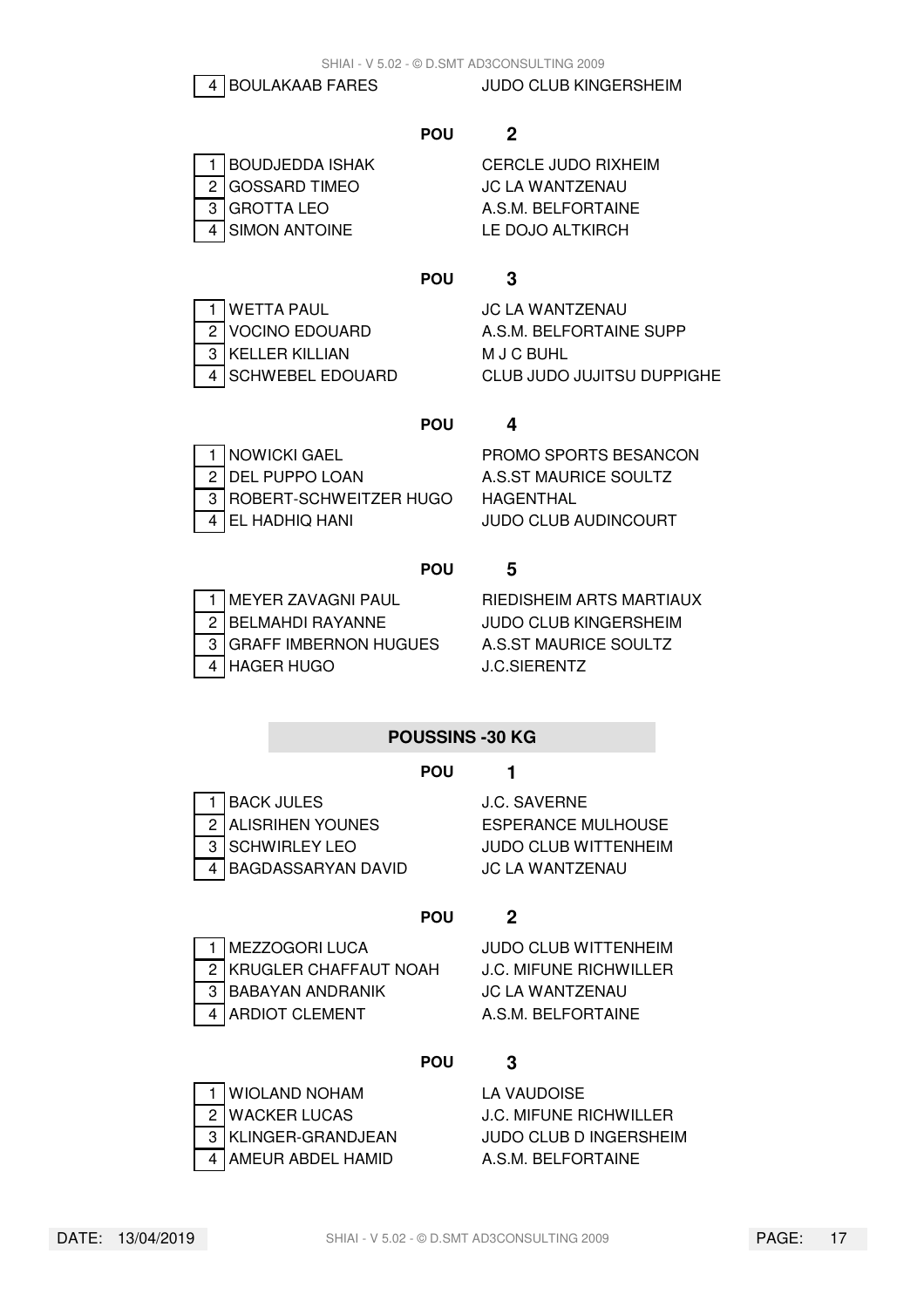| | | |
|---|---|---|
| 4 | BOULAKAAB FARES | JUDO CLUB KINGERSHEIM |

**POU 2**

| | | |
|---|---|---|
| 1 | BOUDJEDDA ISHAK | CERCLE JUDO RIXHEIM |
| 2 | GOSSARD TIMEO | JC LA WANTZENAU |
| 3 | GROTTA LEO | A.S.M. BELFORTAINE |
| 4 | SIMON ANTOINE | LE DOJO ALTKIRCH |

**POU 3**

| | | |
|---|---|---|
| 1 | WETTA PAUL | JC LA WANTZENAU |
| 2 | VOCINO EDOUARD | A.S.M. BELFORTAINE SUPP |
| 3 | KELLER KILLIAN | M J C BUHL |
| 4 | SCHWEBEL EDOUARD | CLUB JUDO JUJITSU DUPPIGHE |

**POU 4**

| | | |
|---|---|---|
| 1 | NOWICKI GAEL | PROMO SPORTS BESANCON |
| 2 | DEL PUPPO LOAN | A.S.ST MAURICE SOULTZ |
| 3 | ROBERT-SCHWEITZER HUGO | HAGENTHAL |
| 4 | EL HADHIQ HANI | JUDO CLUB AUDINCOURT |

**POU 5**

| | | |
|---|---|---|
| 1 | MEYER ZAVAGNI PAUL | RIEDISHEIM ARTS MARTIAUX |
| 2 | BELMAHDI RAYANNE | JUDO CLUB KINGERSHEIM |
| 3 | GRAFF IMBERNON HUGUES | A.S.ST MAURICE SOULTZ |
| 4 | HAGER HUGO | J.C.SIERENTZ |

## POUSSINS -30 KG

**POU 1**

| | | |
|---|---|---|
| 1 | BACK JULES | J.C. SAVERNE |
| 2 | ALISRIHEN YOUNES | ESPERANCE MULHOUSE |
| 3 | SCHWIRLEY LEO | JUDO CLUB WITTENHEIM |
| 4 | BAGDASSARYAN DAVID | JC LA WANTZENAU |

**POU 2**

| | | |
|---|---|---|
| 1 | MEZZOGORI LUCA | JUDO CLUB WITTENHEIM |
| 2 | KRUGLER CHAFFAUT NOAH | J.C. MIFUNE RICHWILLER |
| 3 | BABAYAN ANDRANIK | JC LA WANTZENAU |
| 4 | ARDIOT CLEMENT | A.S.M. BELFORTAINE |

**POU 3**

| | | |
|---|---|---|
| 1 | WIOLAND NOHAM | LA VAUDOISE |
| 2 | WACKER LUCAS | J.C. MIFUNE RICHWILLER |
| 3 | KLINGER-GRANDJEAN | JUDO CLUB D INGERSHEIM |
| 4 | AMEUR ABDEL HAMID | A.S.M. BELFORTAINE |

DATE: 13/04/2019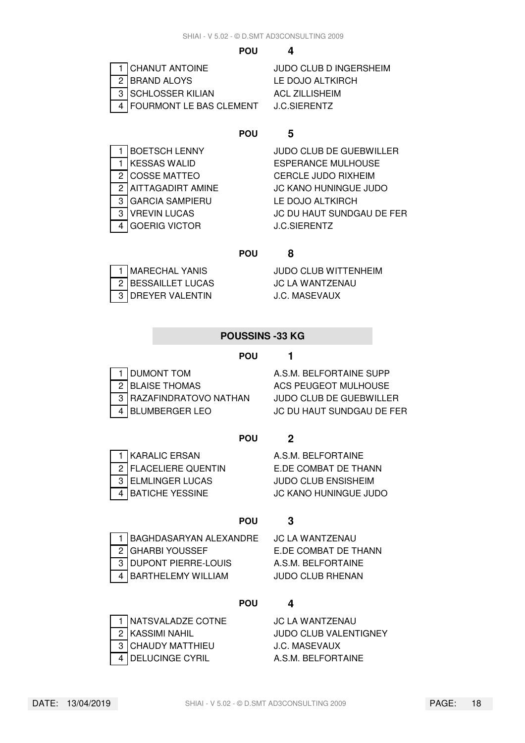**POU 4**

| | | |
|---|---|---|
| 1 | CHANUT ANTOINE | JUDO CLUB D INGERSHEIM |
| 2 | BRAND ALOYS | LE DOJO ALTKIRCH |
| 3 | SCHLOSSER KILIAN | ACL ZILLISHEIM |
| 4 | FOURMONT LE BAS CLEMENT | J.C.SIERENTZ |

**POU 5**

| | | |
|---|---|---|
| 1 | BOETSCH LENNY | JUDO CLUB DE GUEBWILLER |
| 1 | KESSAS WALID | ESPERANCE MULHOUSE |
| 2 | COSSE MATTEO | CERCLE JUDO RIXHEIM |
| 2 | AITTAGADIRT AMINE | JC KANO HUNINGUE JUDO |
| 3 | GARCIA SAMPIERU | LE DOJO ALTKIRCH |
| 3 | VREVIN LUCAS | JC DU HAUT SUNDGAU DE FER |
| 4 | GOERIG VICTOR | J.C.SIERENTZ |

**POU 8**

| | | |
|---|---|---|
| 1 | MARECHAL YANIS | JUDO CLUB WITTENHEIM |
| 2 | BESSAILLET LUCAS | JC LA WANTZENAU |
| 3 | DREYER VALENTIN | J.C. MASEVAUX |

## POUSSINS -33 KG

**POU 1**

| | | |
|---|---|---|
| 1 | DUMONT TOM | A.S.M. BELFORTAINE SUPP |
| 2 | BLAISE THOMAS | ACS PEUGEOT MULHOUSE |
| 3 | RAZAFINDRATOVO NATHAN | JUDO CLUB DE GUEBWILLER |
| 4 | BLUMBERGER LEO | JC DU HAUT SUNDGAU DE FER |

**POU 2**

| | | |
|---|---|---|
| 1 | KARALIC ERSAN | A.S.M. BELFORTAINE |
| 2 | FLACELIERE QUENTIN | E.DE COMBAT DE THANN |
| 3 | ELMLINGER LUCAS | JUDO CLUB ENSISHEIM |
| 4 | BATICHE YESSINE | JC KANO HUNINGUE JUDO |

**POU 3**

| | | |
|---|---|---|
| 1 | BAGHDASARYAN ALEXANDRE | JC LA WANTZENAU |
| 2 | GHARBI YOUSSEF | E.DE COMBAT DE THANN |
| 3 | DUPONT PIERRE-LOUIS | A.S.M. BELFORTAINE |
| 4 | BARTHELEMY WILLIAM | JUDO CLUB RHENAN |

**POU 4**

| | | |
|---|---|---|
| 1 | NATSVALADZE COTNE | JC LA WANTZENAU |
| 2 | KASSIMI NAHIL | JUDO CLUB VALENTIGNEY |
| 3 | CHAUDY MATTHIEU | J.C. MASEVAUX |
| 4 | DELUCINGE CYRIL | A.S.M. BELFORTAINE |

DATE: 13/04/2019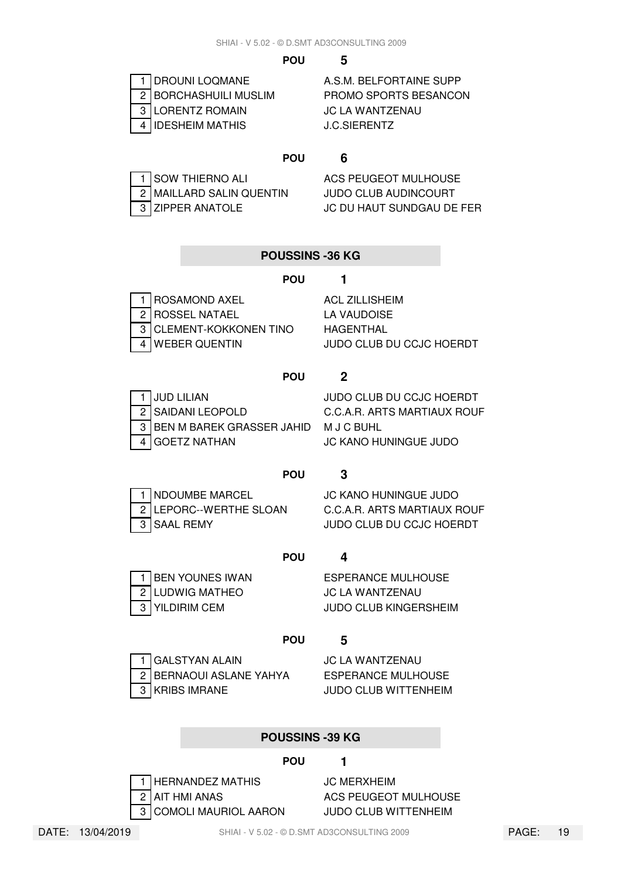**POU 5**

| | | |
|---|---|---|
| 1 | DROUNI LOQMANE | A.S.M. BELFORTAINE SUPP |
| 2 | BORCHASHUILI MUSLIM | PROMO SPORTS BESANCON |
| 3 | LORENTZ ROMAIN | JC LA WANTZENAU |
| 4 | IDESHEIM MATHIS | J.C.SIERENTZ |

**POU 6**

| | | |
|---|---|---|
| 1 | SOW THIERNO ALI | ACS PEUGEOT MULHOUSE |
| 2 | MAILLARD SALIN QUENTIN | JUDO CLUB AUDINCOURT |
| 3 | ZIPPER ANATOLE | JC DU HAUT SUNDGAU DE FER |

## POUSSINS -36 KG

**POU 1**

| | | |
|---|---|---|
| 1 | ROSAMOND AXEL | ACL ZILLISHEIM |
| 2 | ROSSEL NATAEL | LA VAUDOISE |
| 3 | CLEMENT-KOKKONEN TINO | HAGENTHAL |
| 4 | WEBER QUENTIN | JUDO CLUB DU CCJC HOERDT |

**POU 2**

| | | |
|---|---|---|
| 1 | JUD LILIAN | JUDO CLUB DU CCJC HOERDT |
| 2 | SAIDANI LEOPOLD | C.C.A.R. ARTS MARTIAUX ROUF |
| 3 | BEN M BAREK GRASSER JAHID | M J C BUHL |
| 4 | GOETZ NATHAN | JC KANO HUNINGUE JUDO |

**POU 3**

| | | |
|---|---|---|
| 1 | NDOUMBE MARCEL | JC KANO HUNINGUE JUDO |
| 2 | LEPORC--WERTHE SLOAN | C.C.A.R. ARTS MARTIAUX ROUF |
| 3 | SAAL REMY | JUDO CLUB DU CCJC HOERDT |

**POU 4**

| | | |
|---|---|---|
| 1 | BEN YOUNES IWAN | ESPERANCE MULHOUSE |
| 2 | LUDWIG MATHEO | JC LA WANTZENAU |
| 3 | YILDIRIM CEM | JUDO CLUB KINGERSHEIM |

**POU 5**

| | | |
|---|---|---|
| 1 | GALSTYAN ALAIN | JC LA WANTZENAU |
| 2 | BERNAOUI ASLANE YAHYA | ESPERANCE MULHOUSE |
| 3 | KRIBS IMRANE | JUDO CLUB WITTENHEIM |

## POUSSINS -39 KG

**POU 1**

| | | |
|---|---|---|
| 1 | HERNANDEZ MATHIS | JC MERXHEIM |
| 2 | AIT HMI ANAS | ACS PEUGEOT MULHOUSE |
| 3 | COMOLI MAURIOL AARON | JUDO CLUB WITTENHEIM |

DATE: 13/04/2019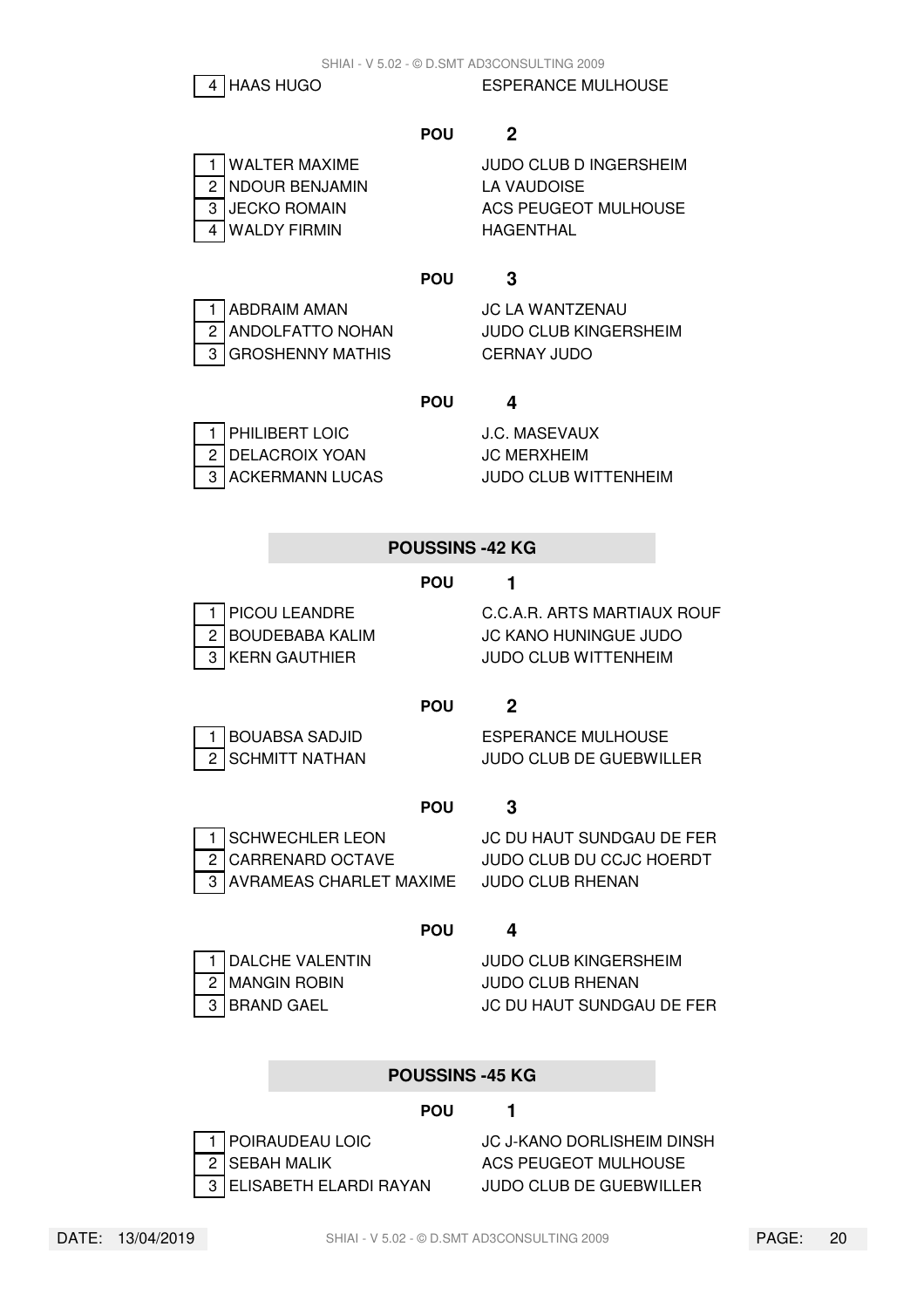| | | |
|---|---|---|
| 4 | HAAS HUGO | ESPERANCE MULHOUSE |

**POU 2**

| | | |
|---|---|---|
| 1 | WALTER MAXIME | JUDO CLUB D INGERSHEIM |
| 2 | NDOUR BENJAMIN | LA VAUDOISE |
| 3 | JECKO ROMAIN | ACS PEUGEOT MULHOUSE |
| 4 | WALDY FIRMIN | HAGENTHAL |

**POU 3**

| | | |
|---|---|---|
| 1 | ABDRAIM AMAN | JC LA WANTZENAU |
| 2 | ANDOLFATTO NOHAN | JUDO CLUB KINGERSHEIM |
| 3 | GROSHENNY MATHIS | CERNAY JUDO |

**POU 4**

| | | |
|---|---|---|
| 1 | PHILIBERT LOIC | J.C. MASEVAUX |
| 2 | DELACROIX YOAN | JC MERXHEIM |
| 3 | ACKERMANN LUCAS | JUDO CLUB WITTENHEIM |

## POUSSINS -42 KG

**POU 1**

| | | |
|---|---|---|
| 1 | PICOU LEANDRE | C.C.A.R. ARTS MARTIAUX ROUF |
| 2 | BOUDEBABA KALIM | JC KANO HUNINGUE JUDO |
| 3 | KERN GAUTHIER | JUDO CLUB WITTENHEIM |

**POU 2**

| | | |
|---|---|---|
| 1 | BOUABSA SADJID | ESPERANCE MULHOUSE |
| 2 | SCHMITT NATHAN | JUDO CLUB DE GUEBWILLER |

**POU 3**

| | | |
|---|---|---|
| 1 | SCHWECHLER LEON | JC DU HAUT SUNDGAU DE FER |
| 2 | CARRENARD OCTAVE | JUDO CLUB DU CCJC HOERDT |
| 3 | AVRAMEAS CHARLET MAXIME | JUDO CLUB RHENAN |

**POU 4**

| | | |
|---|---|---|
| 1 | DALCHE VALENTIN | JUDO CLUB KINGERSHEIM |
| 2 | MANGIN ROBIN | JUDO CLUB RHENAN |
| 3 | BRAND GAEL | JC DU HAUT SUNDGAU DE FER |

## POUSSINS -45 KG

**POU 1**

| | | |
|---|---|---|
| 1 | POIRAUDEAU LOIC | JC J-KANO DORLISHEIM DINSH |
| 2 | SEBAH MALIK | ACS PEUGEOT MULHOUSE |
| 3 | ELISABETH ELARDI RAYAN | JUDO CLUB DE GUEBWILLER |

DATE: 13/04/2019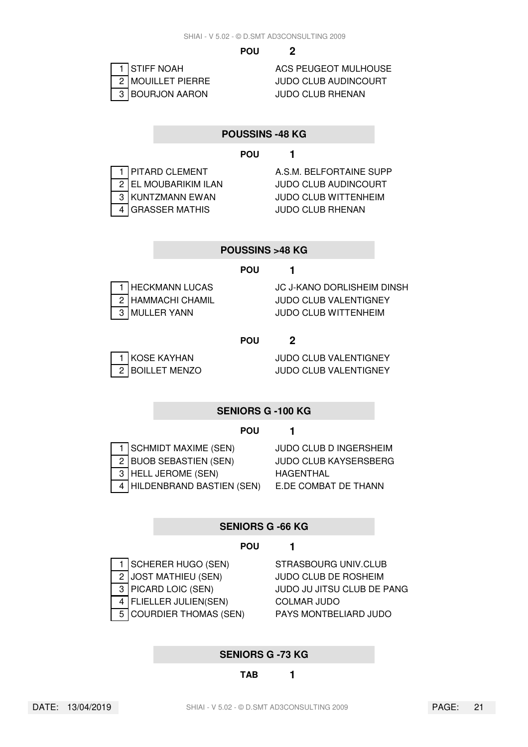**POU 2**

| | | |
|---|---|---|
| 1 | STIFF NOAH | ACS PEUGEOT MULHOUSE |
| 2 | MOUILLET PIERRE | JUDO CLUB AUDINCOURT |
| 3 | BOURJON AARON | JUDO CLUB RHENAN |

## POUSSINS -48 KG

**POU 1**

| | | |
|---|---|---|
| 1 | PITARD CLEMENT | A.S.M. BELFORTAINE SUPP |
| 2 | EL MOUBARIKIM ILAN | JUDO CLUB AUDINCOURT |
| 3 | KUNTZMANN EWAN | JUDO CLUB WITTENHEIM |
| 4 | GRASSER MATHIS | JUDO CLUB RHENAN |

## POUSSINS >48 KG

**POU 1**

| | | |
|---|---|---|
| 1 | HECKMANN LUCAS | JC J-KANO DORLISHEIM DINSH |
| 2 | HAMMACHI CHAMIL | JUDO CLUB VALENTIGNEY |
| 3 | MULLER YANN | JUDO CLUB WITTENHEIM |

**POU 2**

| | | |
|---|---|---|
| 1 | KOSE KAYHAN | JUDO CLUB VALENTIGNEY |
| 2 | BOILLET MENZO | JUDO CLUB VALENTIGNEY |

## SENIORS G -100 KG

**POU 1**

| | | |
|---|---|---|
| 1 | SCHMIDT MAXIME (SEN) | JUDO CLUB D INGERSHEIM |
| 2 | BUOB SEBASTIEN (SEN) | JUDO CLUB KAYSERSBERG |
| 3 | HELL JEROME (SEN) | HAGENTHAL |
| 4 | HILDENBRAND BASTIEN (SEN) | E.DE COMBAT DE THANN |

## SENIORS G -66 KG

**POU 1**

| | | |
|---|---|---|
| 1 | SCHERER HUGO (SEN) | STRASBOURG UNIV.CLUB |
| 2 | JOST MATHIEU (SEN) | JUDO CLUB DE ROSHEIM |
| 3 | PICARD LOIC (SEN) | JUDO JU JITSU CLUB DE PANG |
| 4 | FLIELLER JULIEN(SEN) | COLMAR JUDO |
| 5 | COURDIER THOMAS (SEN) | PAYS MONTBELIARD JUDO |

## SENIORS G -73 KG

**TAB 1**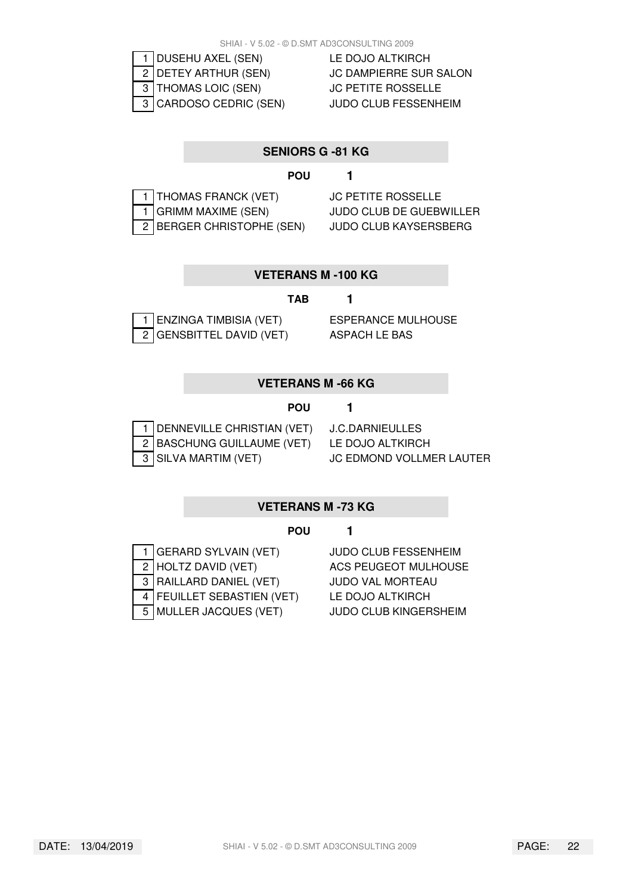| | | |
|---|---|---|
| 1 | DUSEHU AXEL (SEN) | LE DOJO ALTKIRCH |
| 2 | DETEY ARTHUR (SEN) | JC DAMPIERRE SUR SALON |
| 3 | THOMAS LOIC (SEN) | JC PETITE ROSSELLE |
| 3 | CARDOSO CEDRIC (SEN) | JUDO CLUB FESSENHEIM |

## SENIORS G -81 KG

**POU** 1

| | | |
|---|---|---|
| 1 | THOMAS FRANCK (VET) | JC PETITE ROSSELLE |
| 1 | GRIMM MAXIME (SEN) | JUDO CLUB DE GUEBWILLER |
| 2 | BERGER CHRISTOPHE (SEN) | JUDO CLUB KAYSERSBERG |

## VETERANS M -100 KG

**TAB** 1

| | | |
|---|---|---|
| 1 | ENZINGA TIMBISIA (VET) | ESPERANCE MULHOUSE |
| 2 | GENSBITTEL DAVID (VET) | ASPACH LE BAS |

## VETERANS M -66 KG

**POU** 1

| | | |
|---|---|---|
| 1 | DENNEVILLE CHRISTIAN (VET) | J.C.DARNIEULLES |
| 2 | BASCHUNG GUILLAUME (VET) | LE DOJO ALTKIRCH |
| 3 | SILVA MARTIM (VET) | JC EDMOND VOLLMER LAUTER |

## VETERANS M -73 KG

**POU** 1

| | | |
|---|---|---|
| 1 | GERARD SYLVAIN (VET) | JUDO CLUB FESSENHEIM |
| 2 | HOLTZ DAVID (VET) | ACS PEUGEOT MULHOUSE |
| 3 | RAILLARD DANIEL (VET) | JUDO VAL MORTEAU |
| 4 | FEUILLET SEBASTIEN (VET) | LE DOJO ALTKIRCH |
| 5 | MULLER JACQUES (VET) | JUDO CLUB KINGERSHEIM |

DATE: 13/04/2019